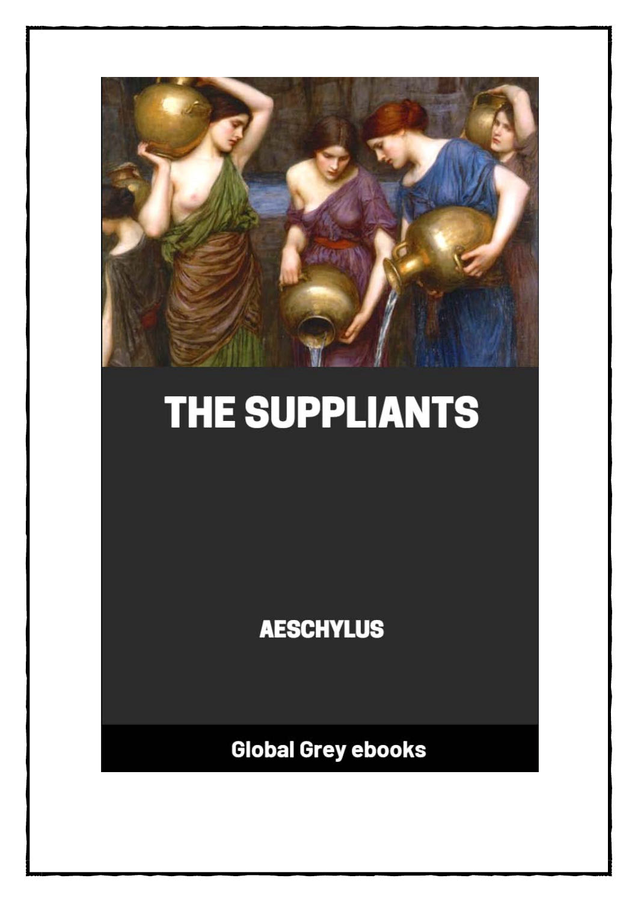# THE SUPPLIANTS

AESCHYLUS

Global Grey ebooks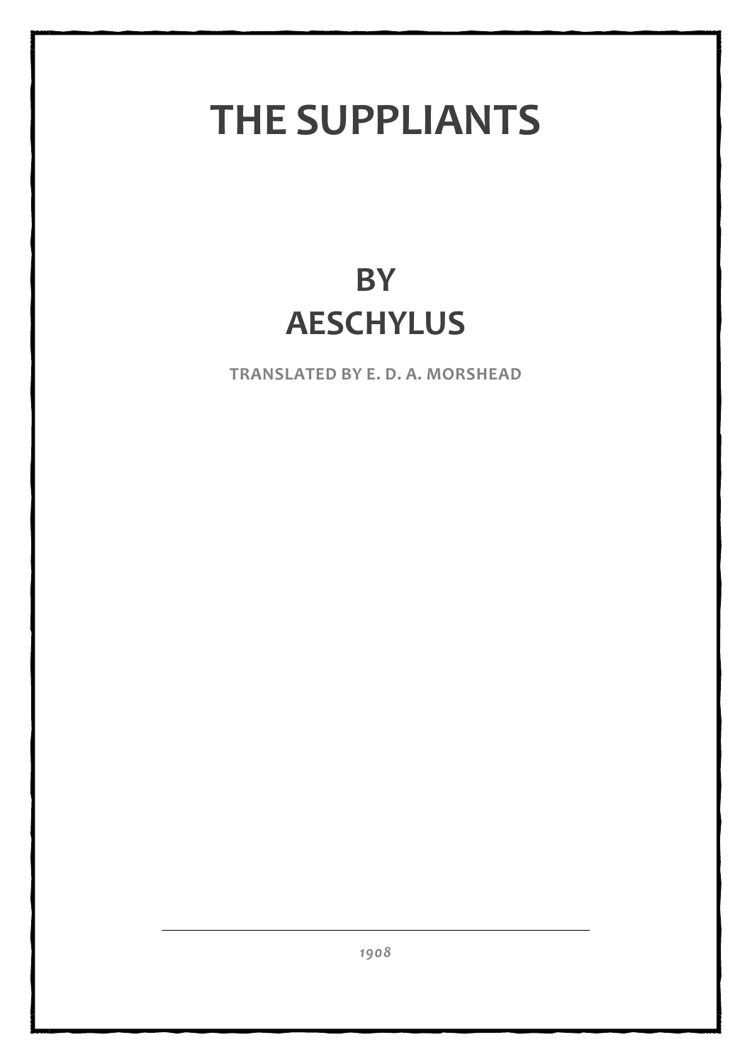# THE SUPPLIANTS

## BY
## AESCHYLUS

TRANSLATED BY E. D. A. MORSHEAD

---

*1908*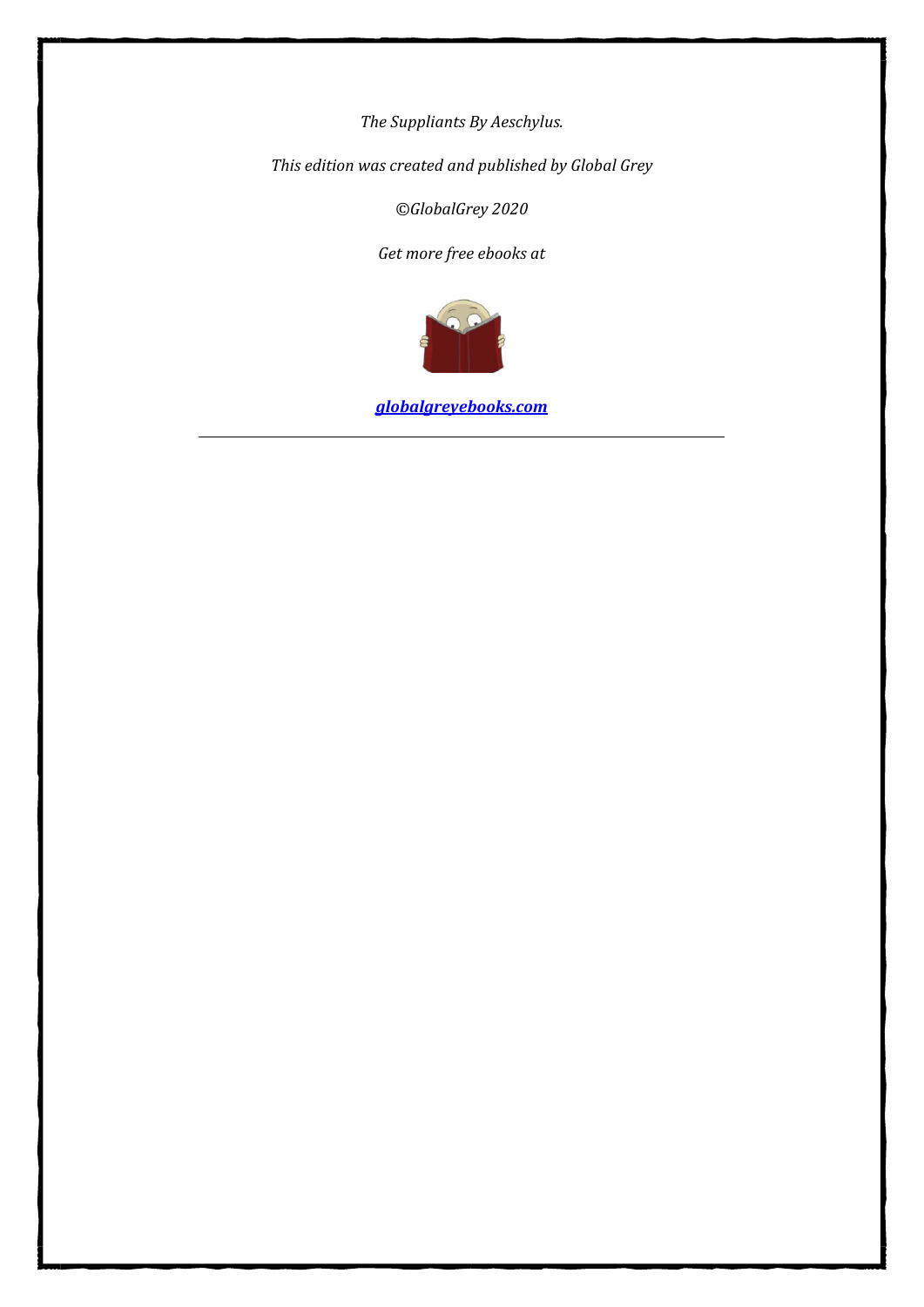*The Suppliants By Aeschylus.*

*This edition was created and published by Global Grey*

*©GlobalGrey 2020*

*Get more free ebooks at*

***globalgreyebooks.com***

---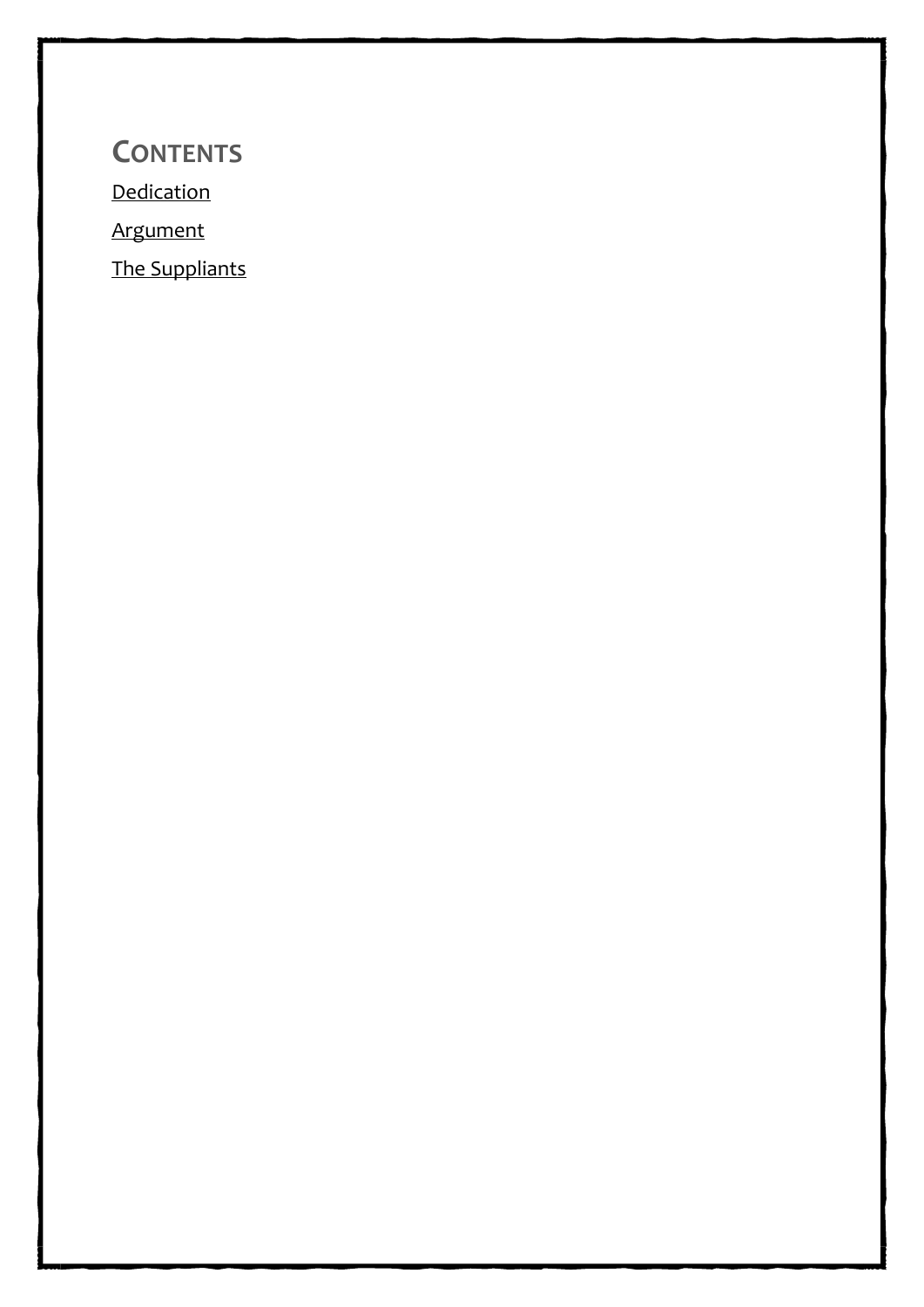## CONTENTS

Dedication

Argument

The Suppliants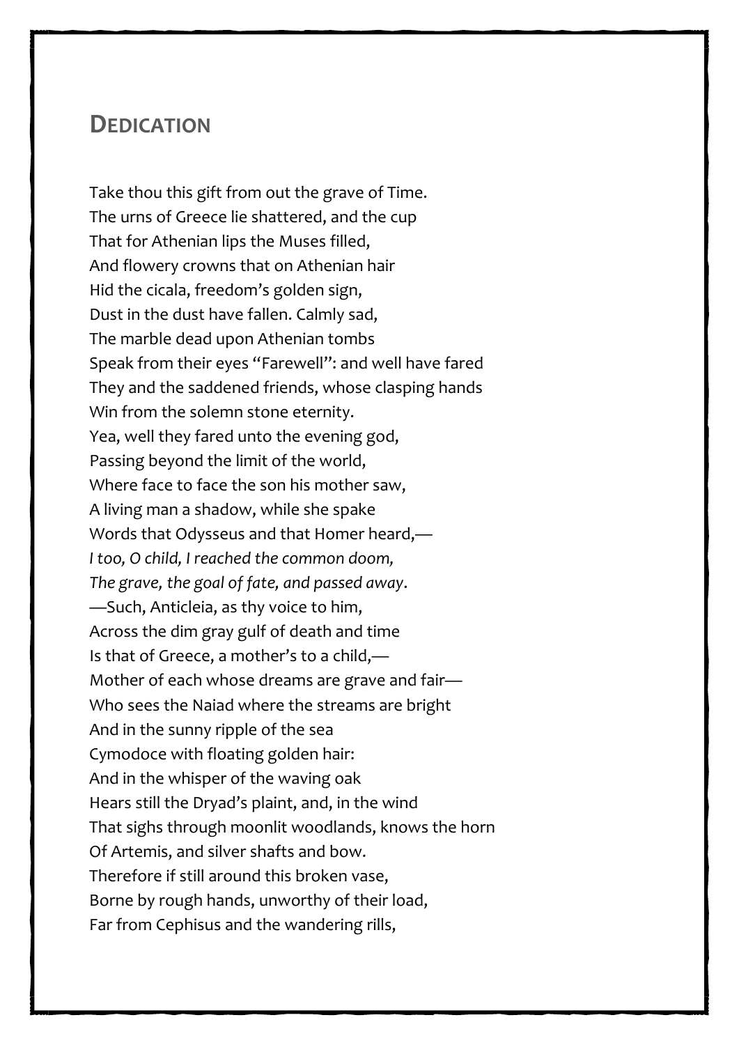## Dedication

Take thou this gift from out the grave of Time.  
The urns of Greece lie shattered, and the cup  
That for Athenian lips the Muses filled,  
And flowery crowns that on Athenian hair  
Hid the cicala, freedom's golden sign,  
Dust in the dust have fallen. Calmly sad,  
The marble dead upon Athenian tombs  
Speak from their eyes "Farewell": and well have fared  
They and the saddened friends, whose clasping hands  
Win from the solemn stone eternity.  
Yea, well they fared unto the evening god,  
Passing beyond the limit of the world,  
Where face to face the son his mother saw,  
A living man a shadow, while she spake  
Words that Odysseus and that Homer heard,—  
*I too, O child, I reached the common doom,*  
*The grave, the goal of fate, and passed away.*  
—Such, Anticleia, as thy voice to him,  
Across the dim gray gulf of death and time  
Is that of Greece, a mother's to a child,—  
Mother of each whose dreams are grave and fair—  
Who sees the Naiad where the streams are bright  
And in the sunny ripple of the sea  
Cymodoce with floating golden hair:  
And in the whisper of the waving oak  
Hears still the Dryad's plaint, and, in the wind  
That sighs through moonlit woodlands, knows the horn  
Of Artemis, and silver shafts and bow.  
Therefore if still around this broken vase,  
Borne by rough hands, unworthy of their load,  
Far from Cephisus and the wandering rills,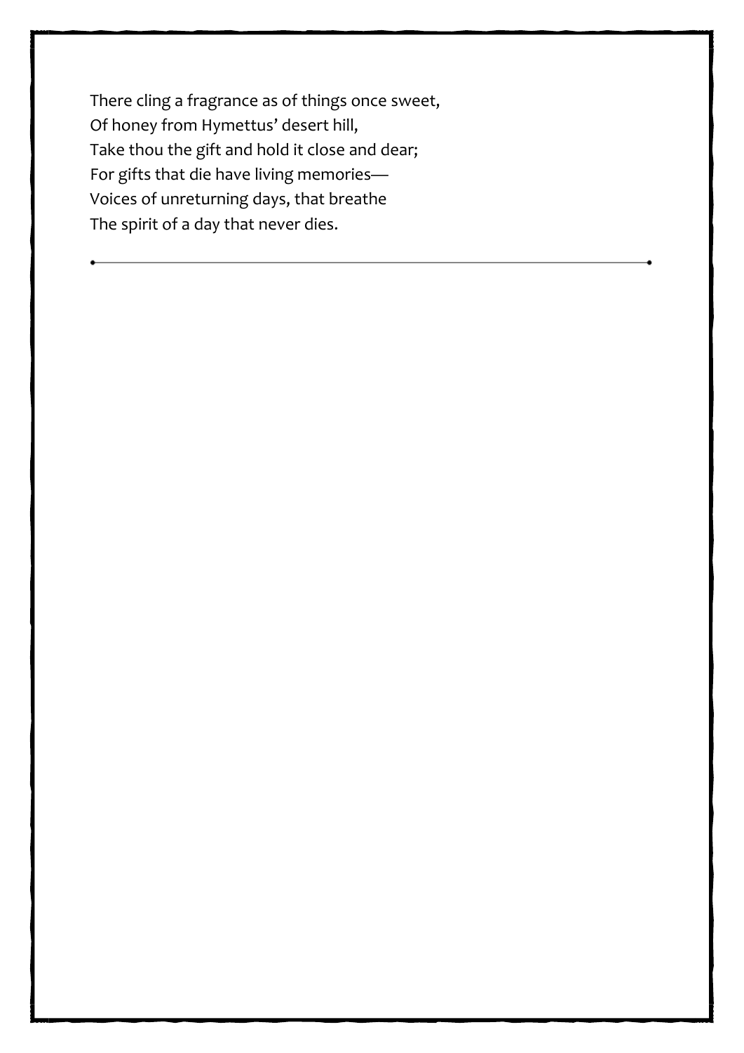There cling a fragrance as of things once sweet,  
Of honey from Hymettus' desert hill,  
Take thou the gift and hold it close and dear;  
For gifts that die have living memories—  
Voices of unreturning days, that breathe  
The spirit of a day that never dies.

---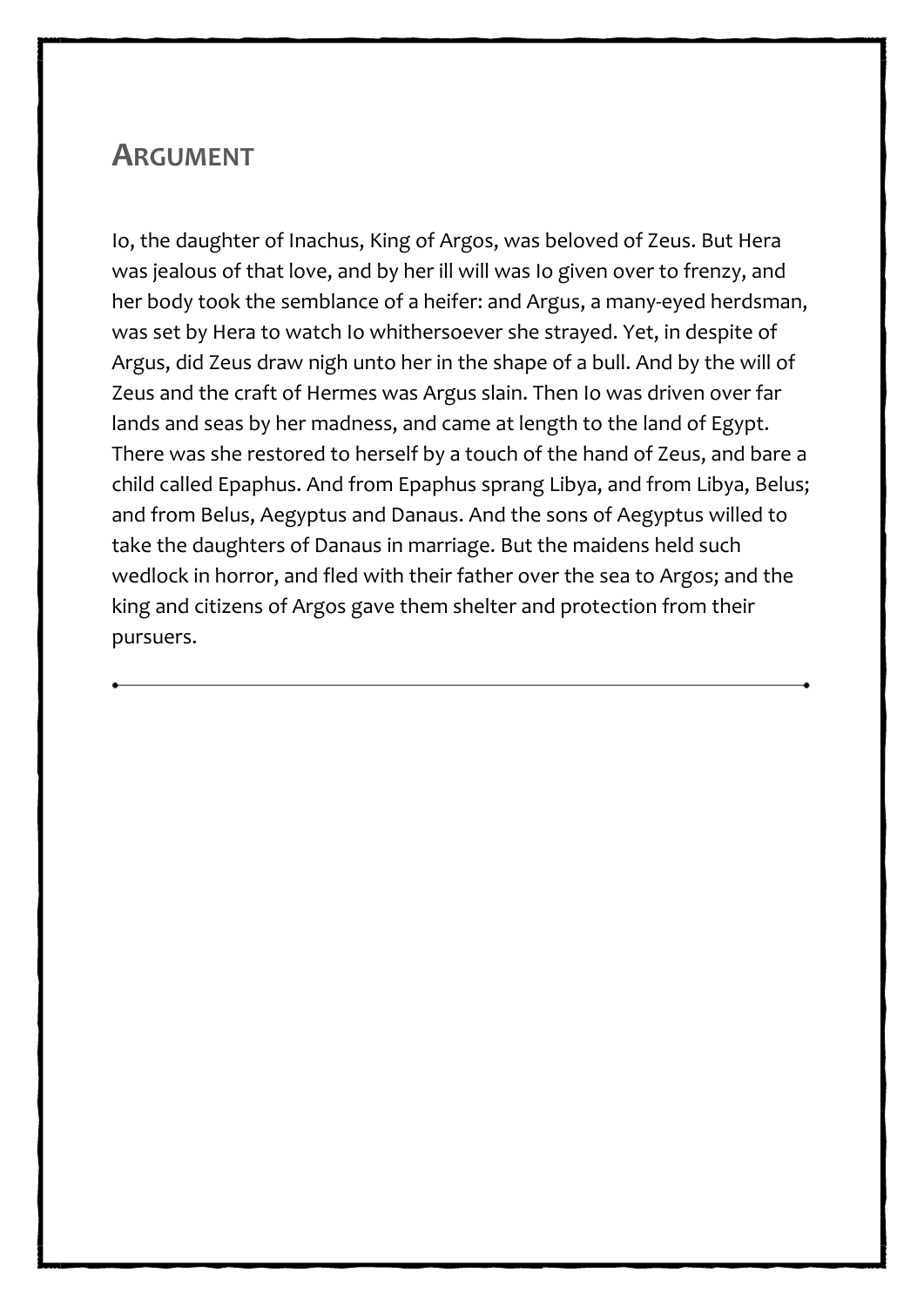## Argument

Io, the daughter of Inachus, King of Argos, was beloved of Zeus. But Hera was jealous of that love, and by her ill will was Io given over to frenzy, and her body took the semblance of a heifer: and Argus, a many-eyed herdsman, was set by Hera to watch Io whithersoever she strayed. Yet, in despite of Argus, did Zeus draw nigh unto her in the shape of a bull. And by the will of Zeus and the craft of Hermes was Argus slain. Then Io was driven over far lands and seas by her madness, and came at length to the land of Egypt. There was she restored to herself by a touch of the hand of Zeus, and bare a child called Epaphus. And from Epaphus sprang Libya, and from Libya, Belus; and from Belus, Aegyptus and Danaus. And the sons of Aegyptus willed to take the daughters of Danaus in marriage. But the maidens held such wedlock in horror, and fled with their father over the sea to Argos; and the king and citizens of Argos gave them shelter and protection from their pursuers.

---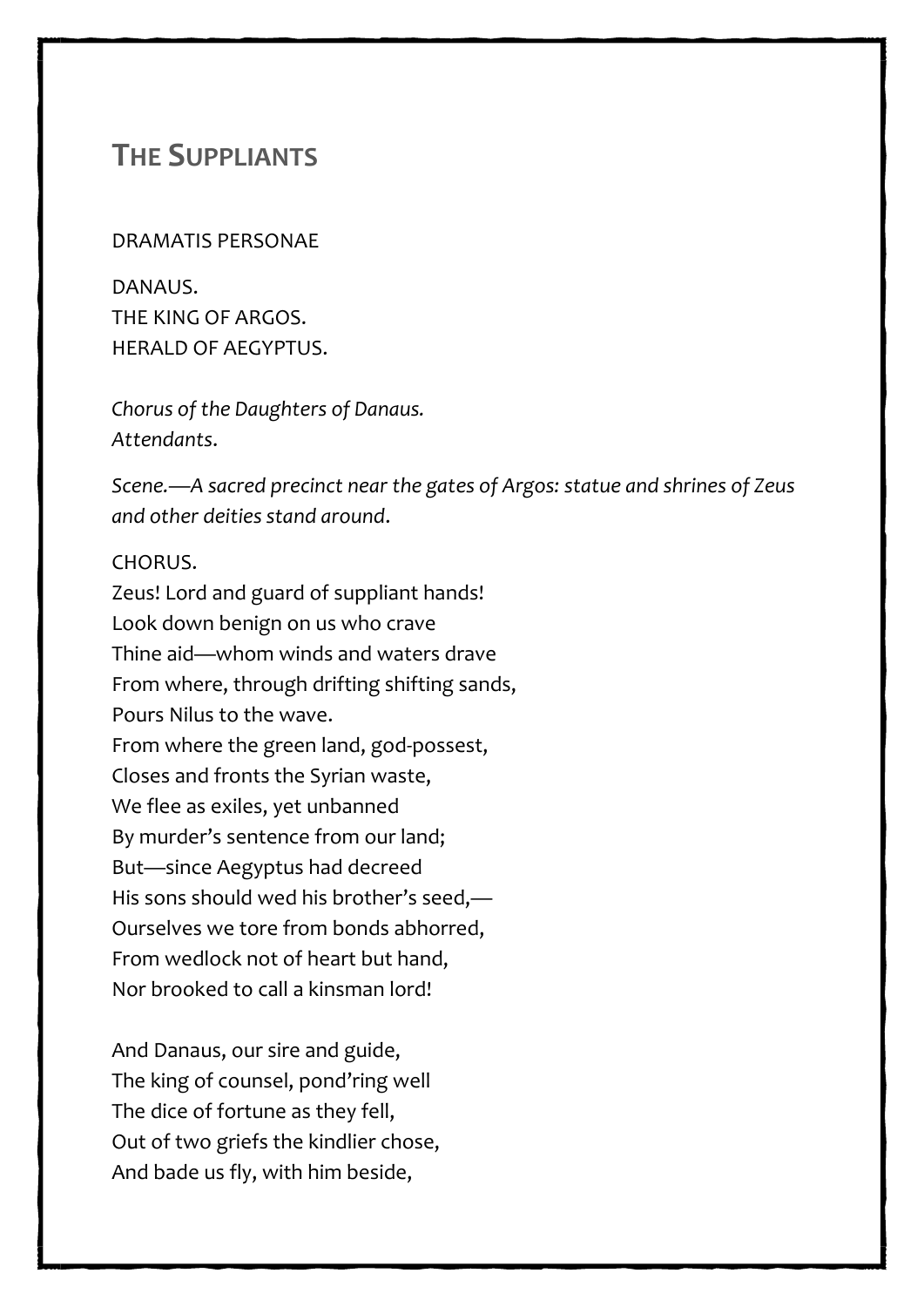## The Suppliants

DRAMATIS PERSONAE

DANAUS.
THE KING OF ARGOS.
HERALD OF AEGYPTUS.

*Chorus of the Daughters of Danaus.*
*Attendants.*

*Scene.—A sacred precinct near the gates of Argos: statue and shrines of Zeus and other deities stand around.*

CHORUS.
Zeus! Lord and guard of suppliant hands!
Look down benign on us who crave
Thine aid—whom winds and waters drave
From where, through drifting shifting sands,
Pours Nilus to the wave.
From where the green land, god-possest,
Closes and fronts the Syrian waste,
We flee as exiles, yet unbanned
By murder's sentence from our land;
But—since Aegyptus had decreed
His sons should wed his brother's seed,—
Ourselves we tore from bonds abhorred,
From wedlock not of heart but hand,
Nor brooked to call a kinsman lord!

And Danaus, our sire and guide,
The king of counsel, pond'ring well
The dice of fortune as they fell,
Out of two griefs the kindlier chose,
And bade us fly, with him beside,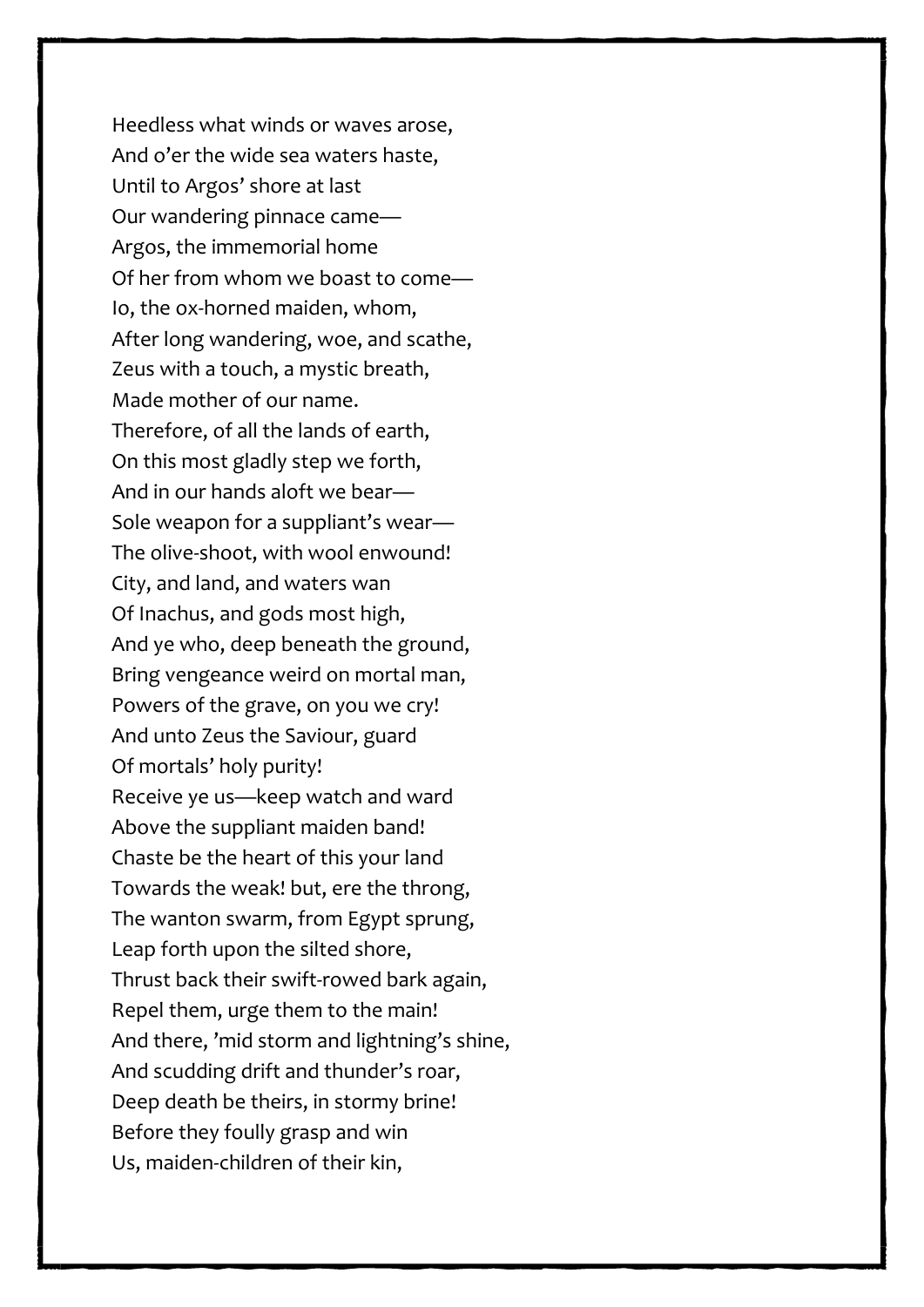Heedless what winds or waves arose,
And o'er the wide sea waters haste,
Until to Argos' shore at last
Our wandering pinnace came—
Argos, the immemorial home
Of her from whom we boast to come—
Io, the ox-horned maiden, whom,
After long wandering, woe, and scathe,
Zeus with a touch, a mystic breath,
Made mother of our name.
Therefore, of all the lands of earth,
On this most gladly step we forth,
And in our hands aloft we bear—
Sole weapon for a suppliant's wear—
The olive-shoot, with wool enwound!
City, and land, and waters wan
Of Inachus, and gods most high,
And ye who, deep beneath the ground,
Bring vengeance weird on mortal man,
Powers of the grave, on you we cry!
And unto Zeus the Saviour, guard
Of mortals' holy purity!
Receive ye us—keep watch and ward
Above the suppliant maiden band!
Chaste be the heart of this your land
Towards the weak! but, ere the throng,
The wanton swarm, from Egypt sprung,
Leap forth upon the silted shore,
Thrust back their swift-rowed bark again,
Repel them, urge them to the main!
And there, 'mid storm and lightning's shine,
And scudding drift and thunder's roar,
Deep death be theirs, in stormy brine!
Before they foully grasp and win
Us, maiden-children of their kin,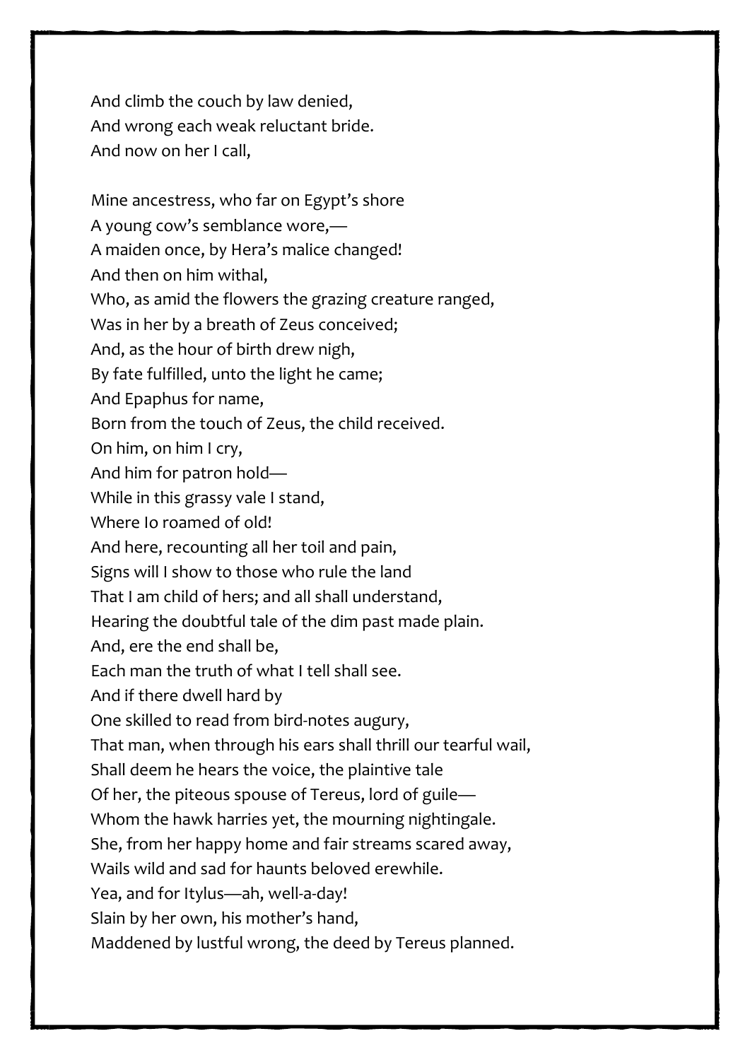And climb the couch by law denied,
And wrong each weak reluctant bride.
And now on her I call,

Mine ancestress, who far on Egypt's shore
A young cow's semblance wore,—
A maiden once, by Hera's malice changed!
And then on him withal,
Who, as amid the flowers the grazing creature ranged,
Was in her by a breath of Zeus conceived;
And, as the hour of birth drew nigh,
By fate fulfilled, unto the light he came;
And Epaphus for name,
Born from the touch of Zeus, the child received.
On him, on him I cry,
And him for patron hold—
While in this grassy vale I stand,
Where Io roamed of old!
And here, recounting all her toil and pain,
Signs will I show to those who rule the land
That I am child of hers; and all shall understand,
Hearing the doubtful tale of the dim past made plain.
And, ere the end shall be,
Each man the truth of what I tell shall see.
And if there dwell hard by
One skilled to read from bird-notes augury,
That man, when through his ears shall thrill our tearful wail,
Shall deem he hears the voice, the plaintive tale
Of her, the piteous spouse of Tereus, lord of guile—
Whom the hawk harries yet, the mourning nightingale.
She, from her happy home and fair streams scared away,
Wails wild and sad for haunts beloved erewhile.
Yea, and for Itylus—ah, well-a-day!
Slain by her own, his mother's hand,
Maddened by lustful wrong, the deed by Tereus planned.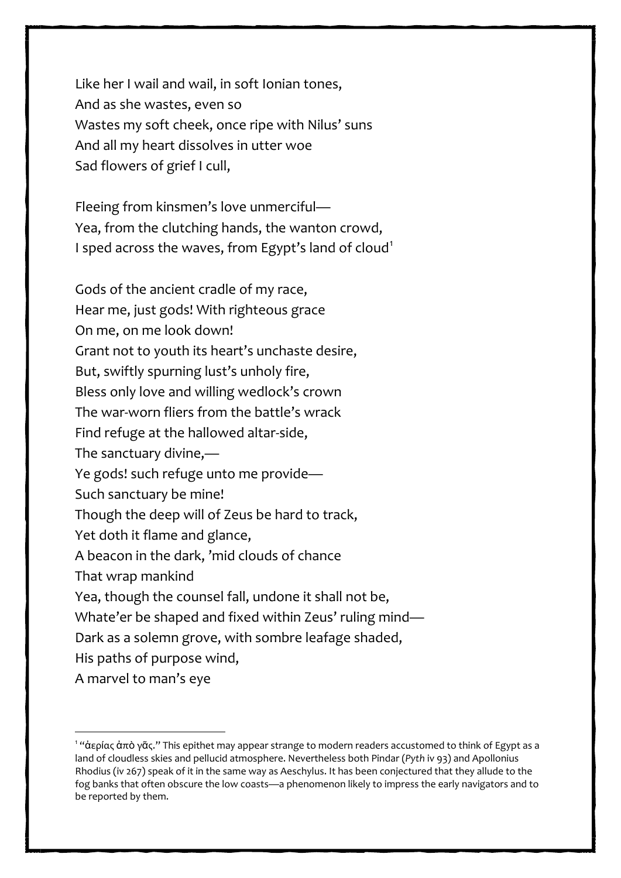Like her I wail and wail, in soft Ionian tones,  
And as she wastes, even so  
Wastes my soft cheek, once ripe with Nilus' suns  
And all my heart dissolves in utter woe  
Sad flowers of grief I cull,

Fleeing from kinsmen's love unmerciful—  
Yea, from the clutching hands, the wanton crowd,  
I sped across the waves, from Egypt's land of cloud[1]

Gods of the ancient cradle of my race,  
Hear me, just gods! With righteous grace  
On me, on me look down!  
Grant not to youth its heart's unchaste desire,  
But, swiftly spurning lust's unholy fire,  
Bless only love and willing wedlock's crown  
The war-worn fliers from the battle's wrack  
Find refuge at the hallowed altar-side,  
The sanctuary divine,—  
Ye gods! such refuge unto me provide—  
Such sanctuary be mine!  
Though the deep will of Zeus be hard to track,  
Yet doth it flame and glance,  
A beacon in the dark, 'mid clouds of chance  
That wrap mankind  
Yea, though the counsel fall, undone it shall not be,  
Whate'er be shaped and fixed within Zeus' ruling mind—  
Dark as a solemn grove, with sombre leafage shaded,  
His paths of purpose wind,  
A marvel to man's eye

---

[1] "ἀερίας ἀπὸ γᾶς." This epithet may appear strange to modern readers accustomed to think of Egypt as a land of cloudless skies and pellucid atmosphere. Nevertheless both Pindar (*Pyth* iv 93) and Apollonius Rhodius (iv 267) speak of it in the same way as Aeschylus. It has been conjectured that they allude to the fog banks that often obscure the low coasts—a phenomenon likely to impress the early navigators and to be reported by them.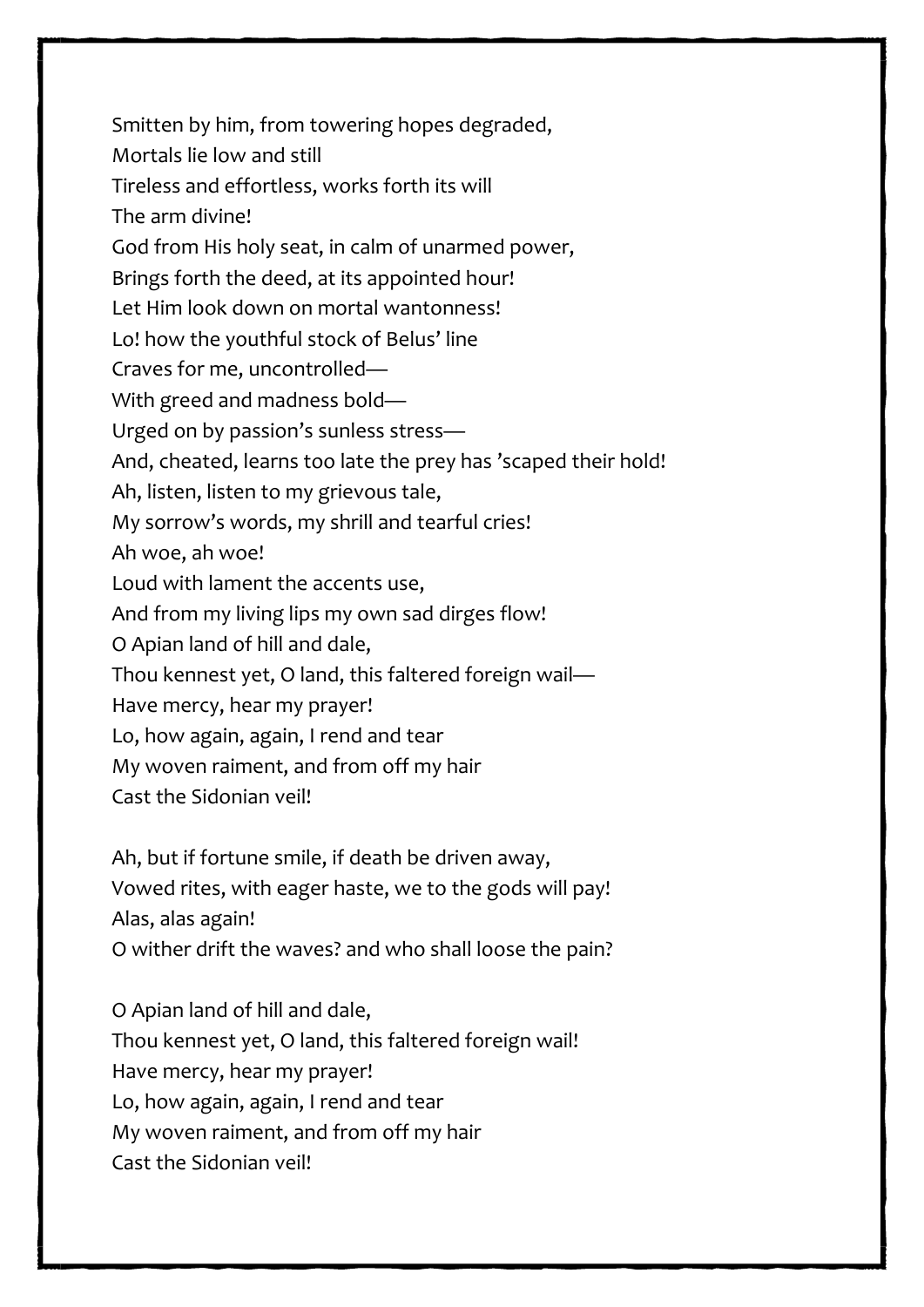Smitten by him, from towering hopes degraded,  
Mortals lie low and still  
Tireless and effortless, works forth its will  
The arm divine!  
God from His holy seat, in calm of unarmed power,  
Brings forth the deed, at its appointed hour!  
Let Him look down on mortal wantonness!  
Lo! how the youthful stock of Belus' line  
Craves for me, uncontrolled—  
With greed and madness bold—  
Urged on by passion's sunless stress—  
And, cheated, learns too late the prey has 'scaped their hold!  
Ah, listen, listen to my grievous tale,  
My sorrow's words, my shrill and tearful cries!  
Ah woe, ah woe!  
Loud with lament the accents use,  
And from my living lips my own sad dirges flow!  
O Apian land of hill and dale,  
Thou kennest yet, O land, this faltered foreign wail—  
Have mercy, hear my prayer!  
Lo, how again, again, I rend and tear  
My woven raiment, and from off my hair  
Cast the Sidonian veil!

Ah, but if fortune smile, if death be driven away,  
Vowed rites, with eager haste, we to the gods will pay!  
Alas, alas again!  
O wither drift the waves? and who shall loose the pain?

O Apian land of hill and dale,  
Thou kennest yet, O land, this faltered foreign wail!  
Have mercy, hear my prayer!  
Lo, how again, again, I rend and tear  
My woven raiment, and from off my hair  
Cast the Sidonian veil!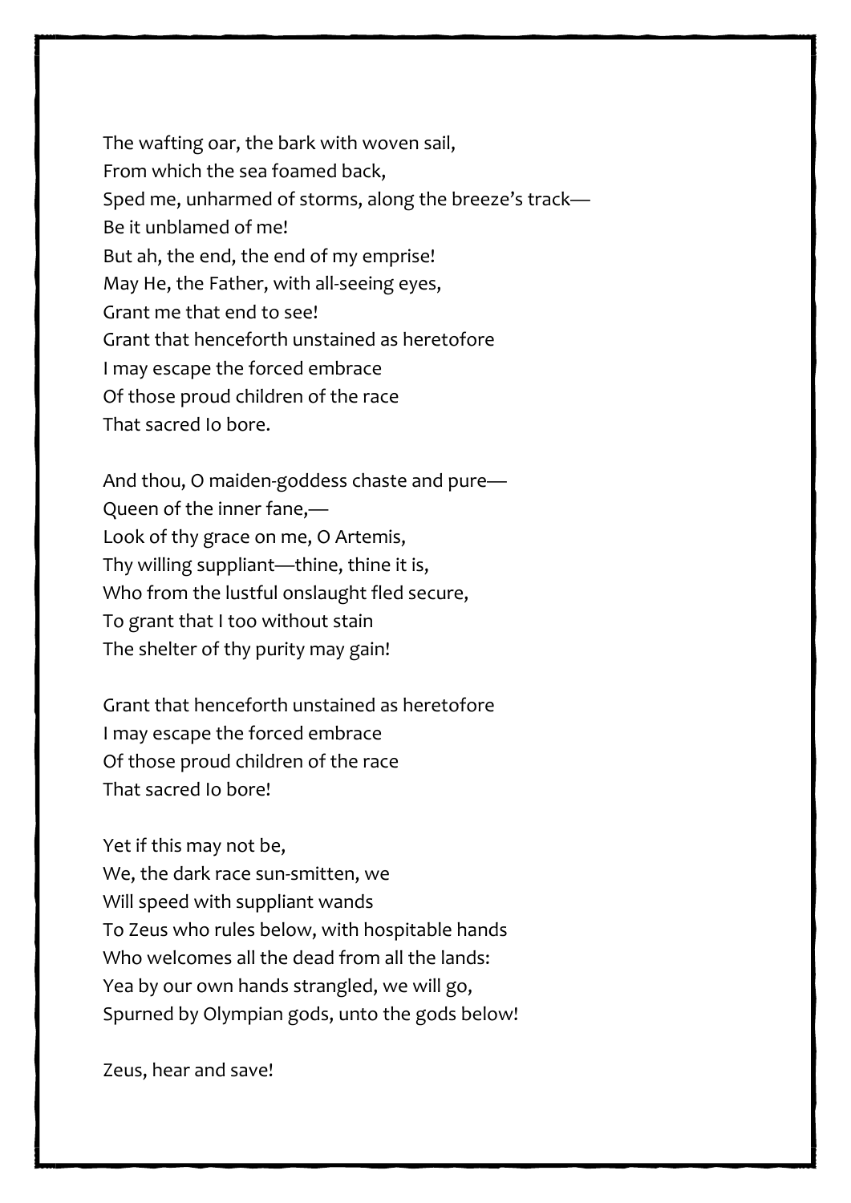The wafting oar, the bark with woven sail,
From which the sea foamed back,
Sped me, unharmed of storms, along the breeze's track—
Be it unblamed of me!
But ah, the end, the end of my emprise!
May He, the Father, with all-seeing eyes,
Grant me that end to see!
Grant that henceforth unstained as heretofore
I may escape the forced embrace
Of those proud children of the race
That sacred Io bore.

And thou, O maiden-goddess chaste and pure—
Queen of the inner fane,—
Look of thy grace on me, O Artemis,
Thy willing suppliant—thine, thine it is,
Who from the lustful onslaught fled secure,
To grant that I too without stain
The shelter of thy purity may gain!

Grant that henceforth unstained as heretofore
I may escape the forced embrace
Of those proud children of the race
That sacred Io bore!

Yet if this may not be,
We, the dark race sun-smitten, we
Will speed with suppliant wands
To Zeus who rules below, with hospitable hands
Who welcomes all the dead from all the lands:
Yea by our own hands strangled, we will go,
Spurned by Olympian gods, unto the gods below!

Zeus, hear and save!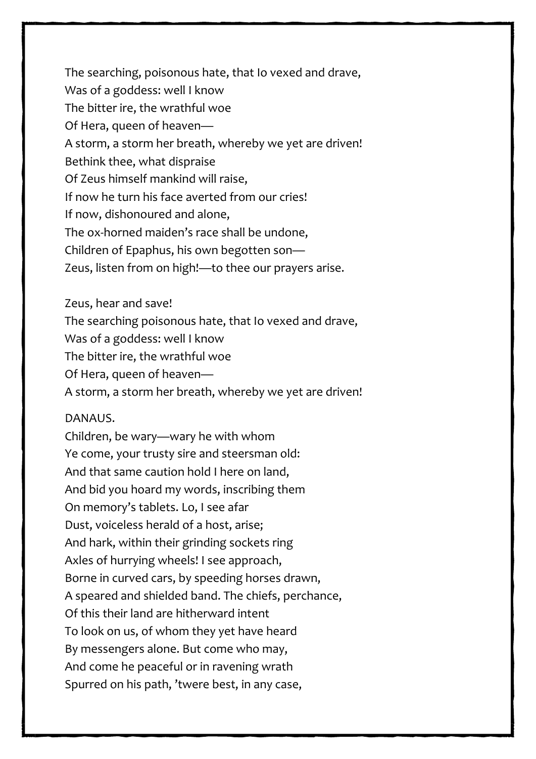The searching, poisonous hate, that Io vexed and drave,  
Was of a goddess: well I know  
The bitter ire, the wrathful woe  
Of Hera, queen of heaven—  
A storm, a storm her breath, whereby we yet are driven!  
Bethink thee, what dispraise  
Of Zeus himself mankind will raise,  
If now he turn his face averted from our cries!  
If now, dishonoured and alone,  
The ox-horned maiden's race shall be undone,  
Children of Epaphus, his own begotten son—  
Zeus, listen from on high!—to thee our prayers arise.

Zeus, hear and save!  
The searching poisonous hate, that Io vexed and drave,  
Was of a goddess: well I know  
The bitter ire, the wrathful woe  
Of Hera, queen of heaven—  
A storm, a storm her breath, whereby we yet are driven!

DANAUS.  
Children, be wary—wary he with whom  
Ye come, your trusty sire and steersman old:  
And that same caution hold I here on land,  
And bid you hoard my words, inscribing them  
On memory's tablets. Lo, I see afar  
Dust, voiceless herald of a host, arise;  
And hark, within their grinding sockets ring  
Axles of hurrying wheels! I see approach,  
Borne in curved cars, by speeding horses drawn,  
A speared and shielded band. The chiefs, perchance,  
Of this their land are hitherward intent  
To look on us, of whom they yet have heard  
By messengers alone. But come who may,  
And come he peaceful or in ravening wrath  
Spurred on his path, 'twere best, in any case,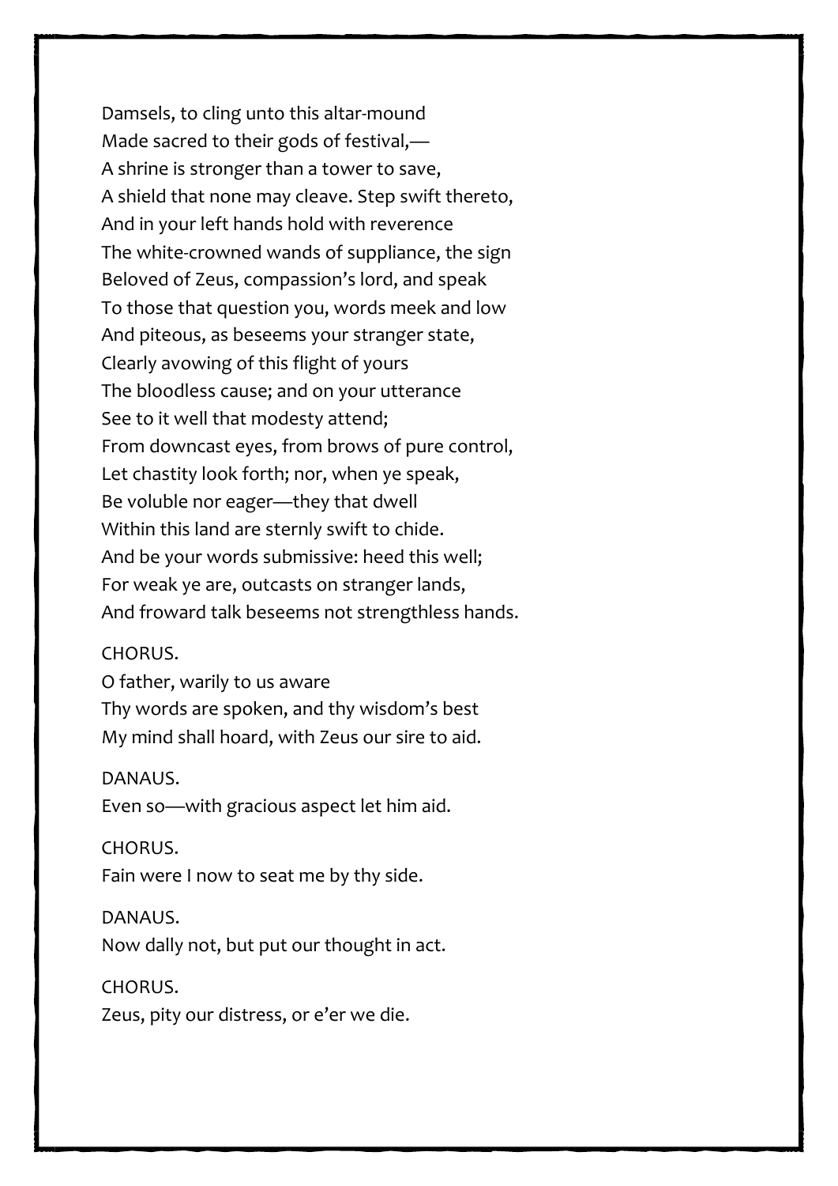Damsels, to cling unto this altar-mound
Made sacred to their gods of festival,—
A shrine is stronger than a tower to save,
A shield that none may cleave. Step swift thereto,
And in your left hands hold with reverence
The white-crowned wands of suppliance, the sign
Beloved of Zeus, compassion's lord, and speak
To those that question you, words meek and low
And piteous, as beseems your stranger state,
Clearly avowing of this flight of yours
The bloodless cause; and on your utterance
See to it well that modesty attend;
From downcast eyes, from brows of pure control,
Let chastity look forth; nor, when ye speak,
Be voluble nor eager—they that dwell
Within this land are sternly swift to chide.
And be your words submissive: heed this well;
For weak ye are, outcasts on stranger lands,
And froward talk beseems not strengthless hands.

CHORUS.
O father, warily to us aware
Thy words are spoken, and thy wisdom's best
My mind shall hoard, with Zeus our sire to aid.

DANAUS.
Even so—with gracious aspect let him aid.

CHORUS.
Fain were I now to seat me by thy side.

DANAUS.
Now dally not, but put our thought in act.

CHORUS.
Zeus, pity our distress, or e'er we die.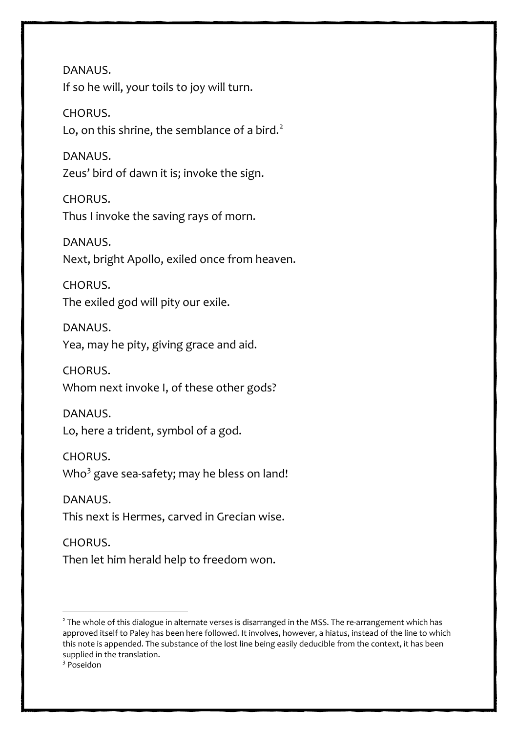DANAUS.
If so he will, your toils to joy will turn.

CHORUS.
Lo, on this shrine, the semblance of a bird.[2]

DANAUS.
Zeus' bird of dawn it is; invoke the sign.

CHORUS.
Thus I invoke the saving rays of morn.

DANAUS.
Next, bright Apollo, exiled once from heaven.

CHORUS.
The exiled god will pity our exile.

DANAUS.
Yea, may he pity, giving grace and aid.

CHORUS.
Whom next invoke I, of these other gods?

DANAUS.
Lo, here a trident, symbol of a god.

CHORUS.
Who[3] gave sea-safety; may he bless on land!

DANAUS.
This next is Hermes, carved in Grecian wise.

CHORUS.
Then let him herald help to freedom won.

---

[2] The whole of this dialogue in alternate verses is disarranged in the MSS. The re-arrangement which has approved itself to Paley has been here followed. It involves, however, a hiatus, instead of the line to which this note is appended. The substance of the lost line being easily deducible from the context, it has been supplied in the translation.

[3] Poseidon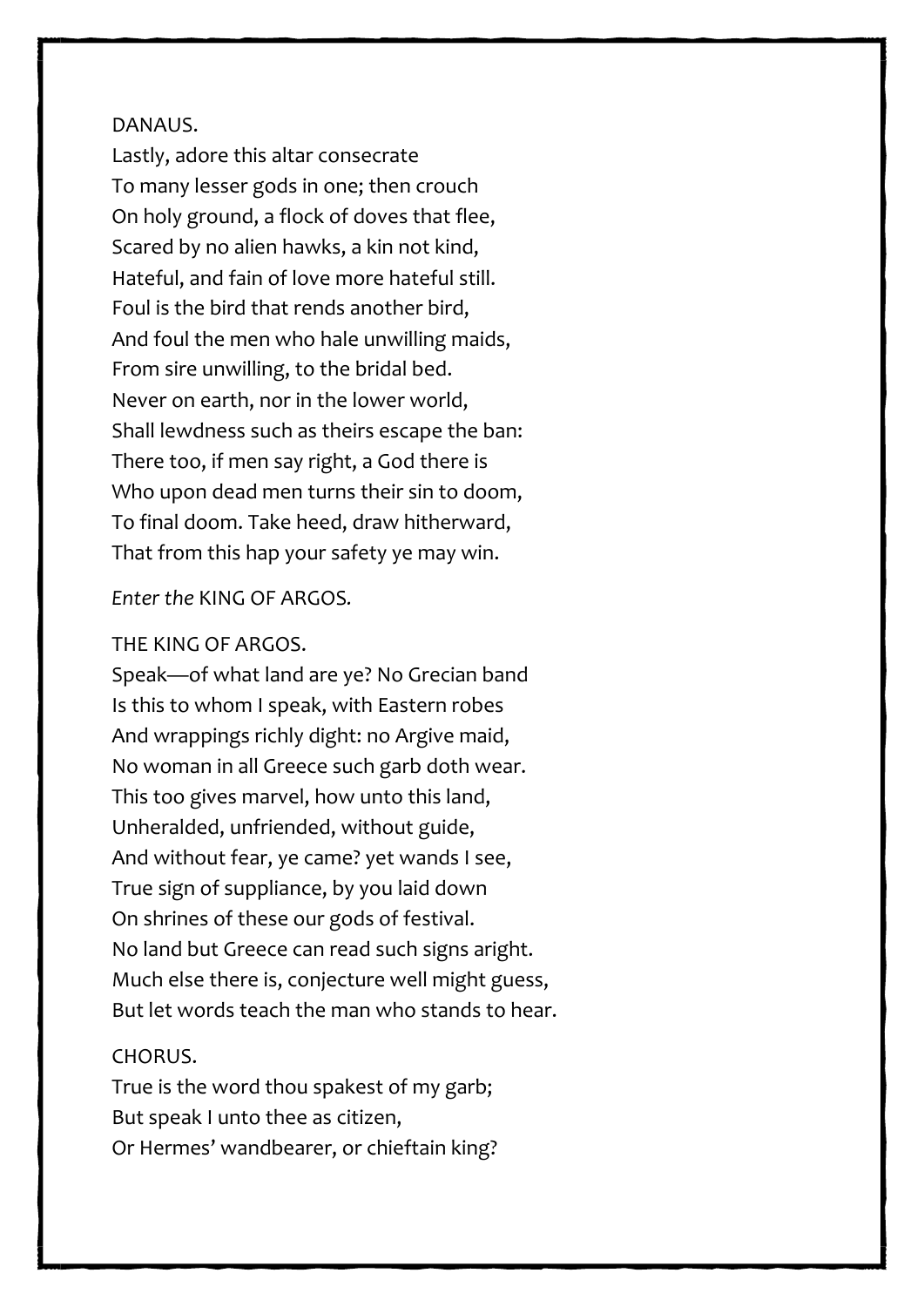DANAUS.

Lastly, adore this altar consecrate
To many lesser gods in one; then crouch
On holy ground, a flock of doves that flee,
Scared by no alien hawks, a kin not kind,
Hateful, and fain of love more hateful still.
Foul is the bird that rends another bird,
And foul the men who hale unwilling maids,
From sire unwilling, to the bridal bed.
Never on earth, nor in the lower world,
Shall lewdness such as theirs escape the ban:
There too, if men say right, a God there is
Who upon dead men turns their sin to doom,
To final doom. Take heed, draw hitherward,
That from this hap your safety ye may win.

*Enter the* KING OF ARGOS.

THE KING OF ARGOS.

Speak—of what land are ye? No Grecian band
Is this to whom I speak, with Eastern robes
And wrappings richly dight: no Argive maid,
No woman in all Greece such garb doth wear.
This too gives marvel, how unto this land,
Unheralded, unfriended, without guide,
And without fear, ye came? yet wands I see,
True sign of suppliance, by you laid down
On shrines of these our gods of festival.
No land but Greece can read such signs aright.
Much else there is, conjecture well might guess,
But let words teach the man who stands to hear.

CHORUS.

True is the word thou spakest of my garb;
But speak I unto thee as citizen,
Or Hermes' wandbearer, or chieftain king?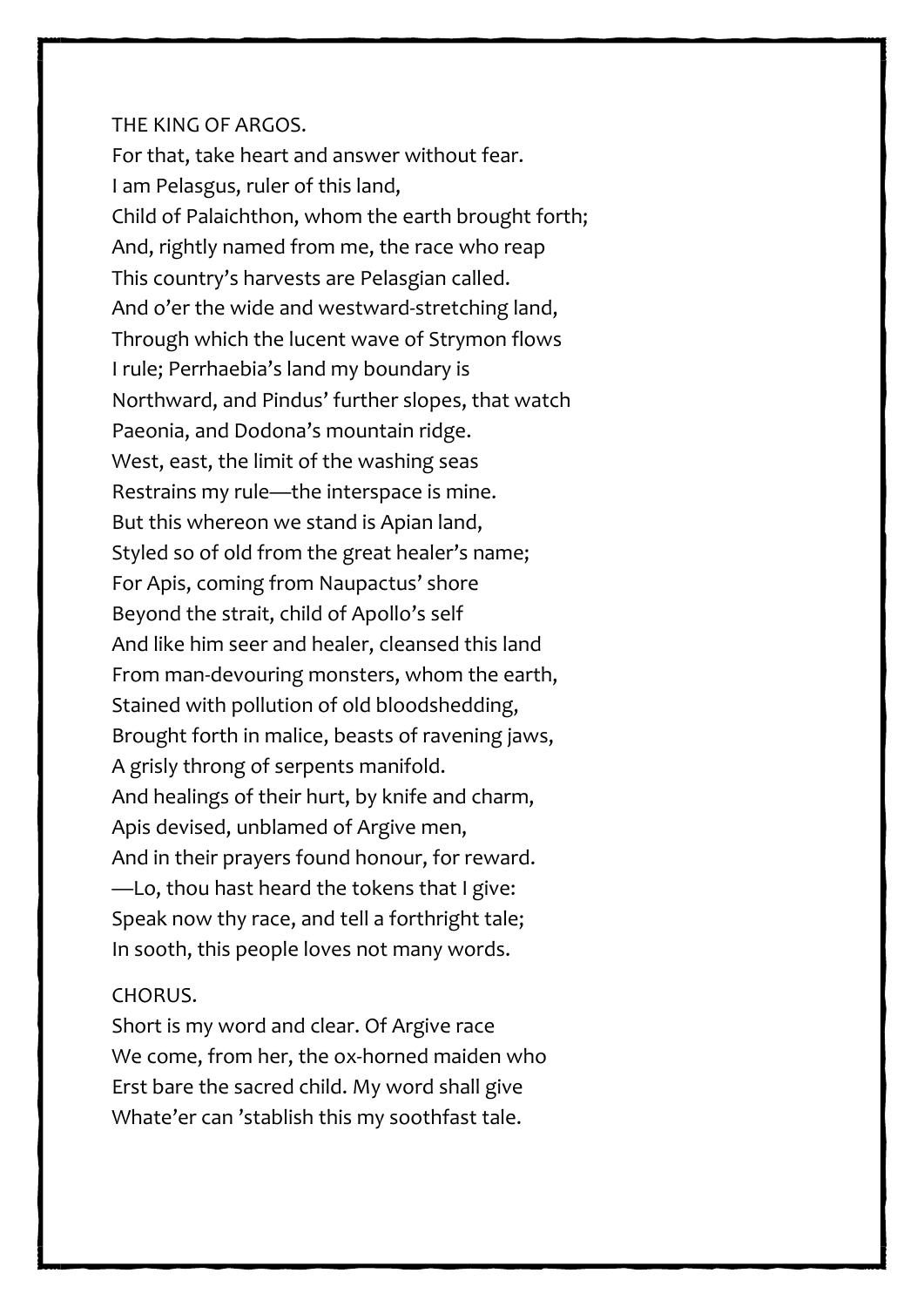THE KING OF ARGOS.

For that, take heart and answer without fear.
I am Pelasgus, ruler of this land,
Child of Palaichthon, whom the earth brought forth;
And, rightly named from me, the race who reap
This country's harvests are Pelasgian called.
And o'er the wide and westward-stretching land,
Through which the lucent wave of Strymon flows
I rule; Perrhaebia's land my boundary is
Northward, and Pindus' further slopes, that watch
Paeonia, and Dodona's mountain ridge.
West, east, the limit of the washing seas
Restrains my rule—the interspace is mine.
But this whereon we stand is Apian land,
Styled so of old from the great healer's name;
For Apis, coming from Naupactus' shore
Beyond the strait, child of Apollo's self
And like him seer and healer, cleansed this land
From man-devouring monsters, whom the earth,
Stained with pollution of old bloodshedding,
Brought forth in malice, beasts of ravening jaws,
A grisly throng of serpents manifold.
And healings of their hurt, by knife and charm,
Apis devised, unblamed of Argive men,
And in their prayers found honour, for reward.
—Lo, thou hast heard the tokens that I give:
Speak now thy race, and tell a forthright tale;
In sooth, this people loves not many words.

CHORUS.

Short is my word and clear. Of Argive race
We come, from her, the ox-horned maiden who
Erst bare the sacred child. My word shall give
Whate'er can 'stablish this my soothfast tale.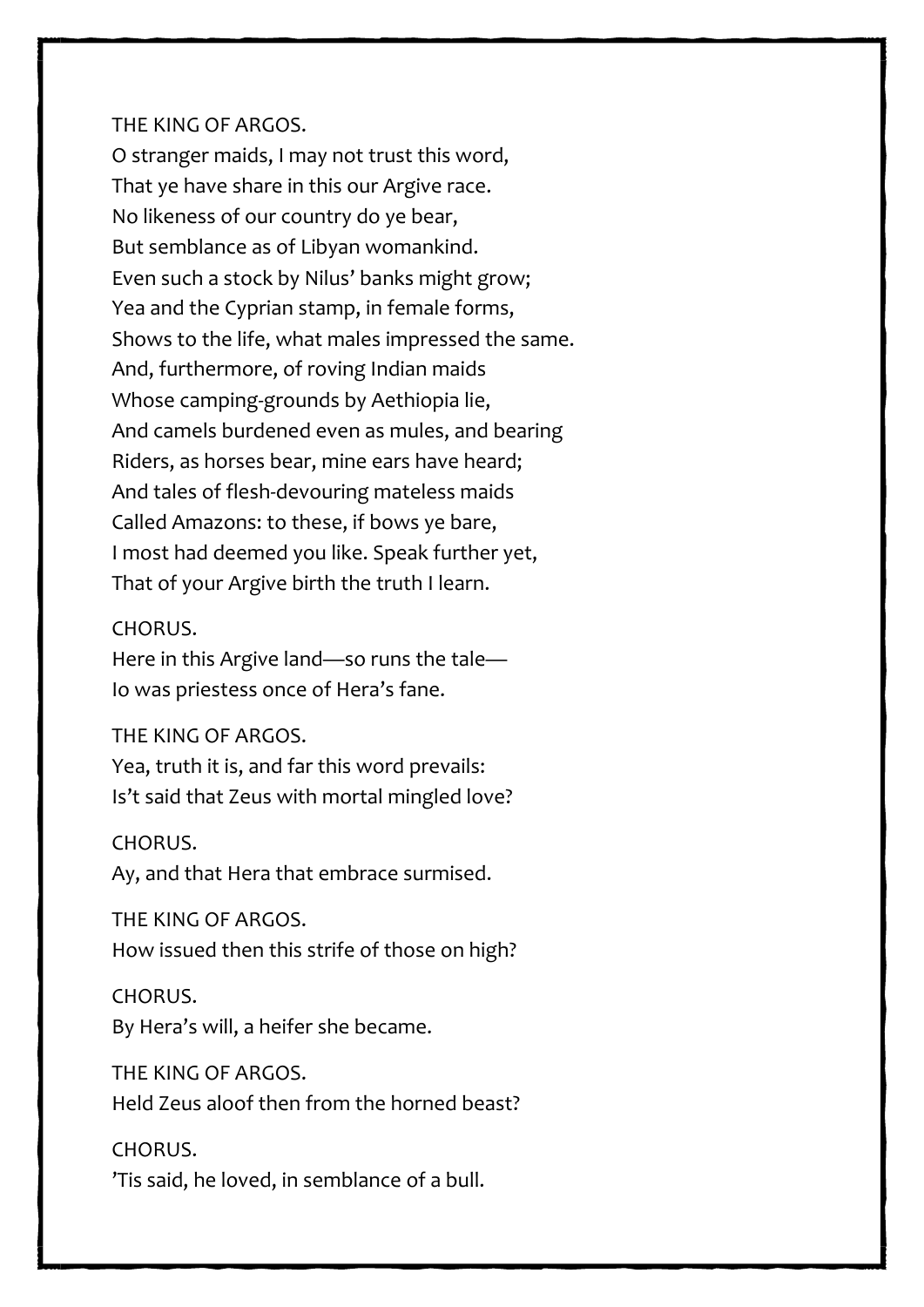THE KING OF ARGOS.
O stranger maids, I may not trust this word,
That ye have share in this our Argive race.
No likeness of our country do ye bear,
But semblance as of Libyan womankind.
Even such a stock by Nilus' banks might grow;
Yea and the Cyprian stamp, in female forms,
Shows to the life, what males impressed the same.
And, furthermore, of roving Indian maids
Whose camping-grounds by Aethiopia lie,
And camels burdened even as mules, and bearing
Riders, as horses bear, mine ears have heard;
And tales of flesh-devouring mateless maids
Called Amazons: to these, if bows ye bare,
I most had deemed you like. Speak further yet,
That of your Argive birth the truth I learn.

CHORUS.
Here in this Argive land—so runs the tale—
Io was priestess once of Hera's fane.

THE KING OF ARGOS.
Yea, truth it is, and far this word prevails:
Is't said that Zeus with mortal mingled love?

CHORUS.
Ay, and that Hera that embrace surmised.

THE KING OF ARGOS.
How issued then this strife of those on high?

CHORUS.
By Hera's will, a heifer she became.

THE KING OF ARGOS.
Held Zeus aloof then from the horned beast?

CHORUS.
'Tis said, he loved, in semblance of a bull.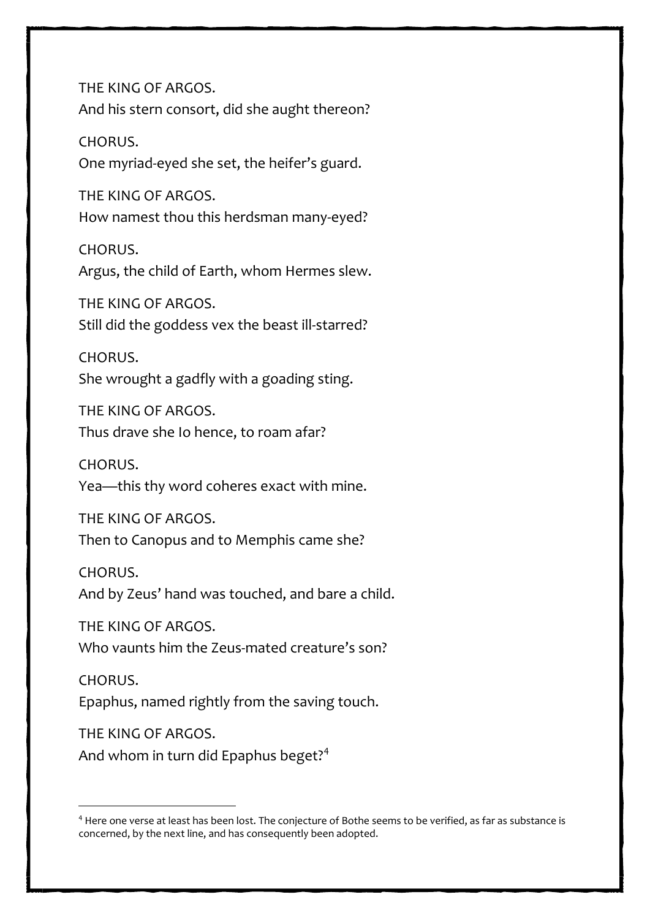THE KING OF ARGOS.
And his stern consort, did she aught thereon?

CHORUS.
One myriad-eyed she set, the heifer's guard.

THE KING OF ARGOS.
How namest thou this herdsman many-eyed?

CHORUS.
Argus, the child of Earth, whom Hermes slew.

THE KING OF ARGOS.
Still did the goddess vex the beast ill-starred?

CHORUS.
She wrought a gadfly with a goading sting.

THE KING OF ARGOS.
Thus drave she Io hence, to roam afar?

CHORUS.
Yea—this thy word coheres exact with mine.

THE KING OF ARGOS.
Then to Canopus and to Memphis came she?

CHORUS.
And by Zeus' hand was touched, and bare a child.

THE KING OF ARGOS.
Who vaunts him the Zeus-mated creature's son?

CHORUS.
Epaphus, named rightly from the saving touch.

THE KING OF ARGOS.
And whom in turn did Epaphus beget?[4]

---

[4] Here one verse at least has been lost. The conjecture of Bothe seems to be verified, as far as substance is concerned, by the next line, and has consequently been adopted.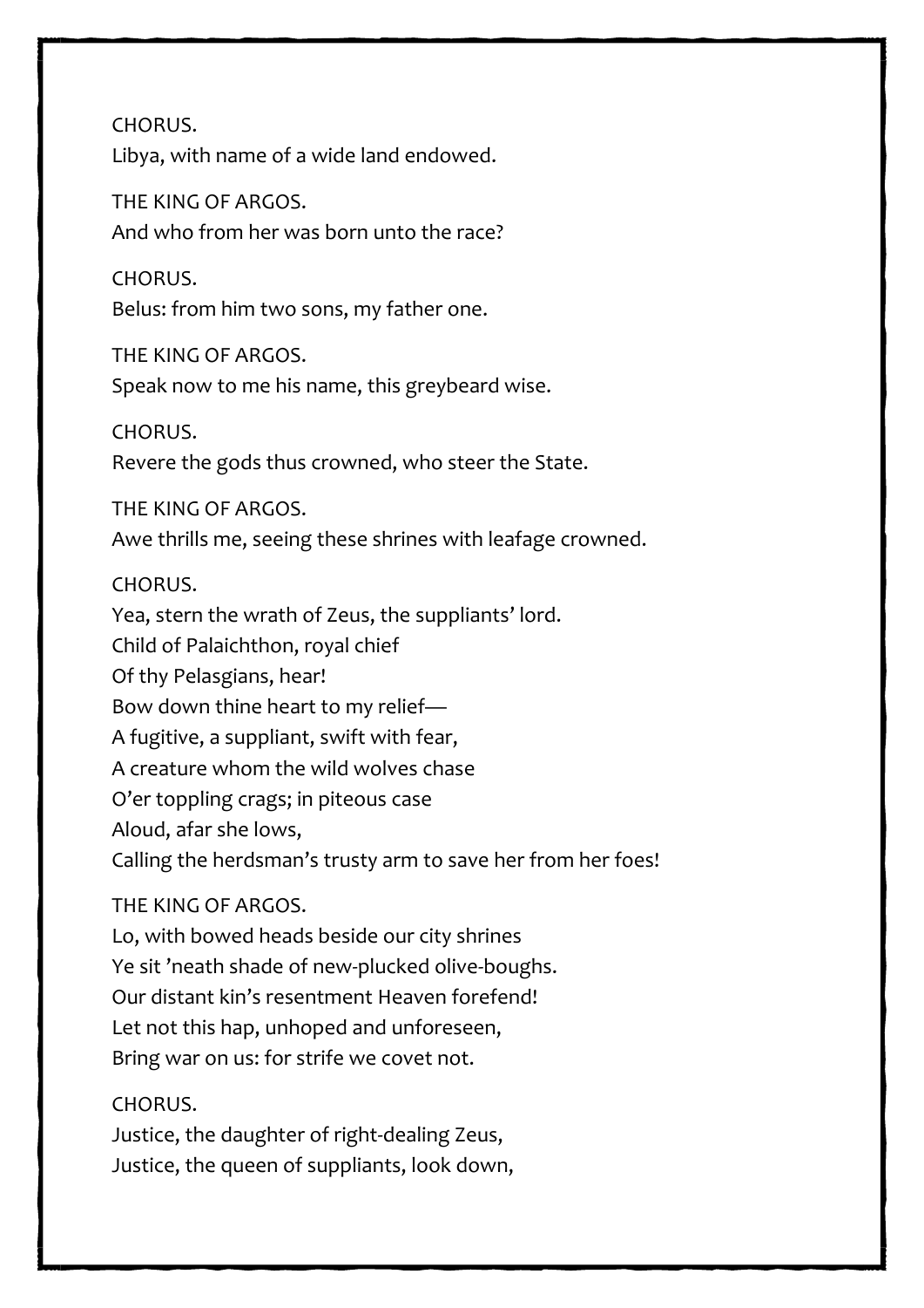CHORUS.
Libya, with name of a wide land endowed.

THE KING OF ARGOS.
And who from her was born unto the race?

CHORUS.
Belus: from him two sons, my father one.

THE KING OF ARGOS.
Speak now to me his name, this greybeard wise.

CHORUS.
Revere the gods thus crowned, who steer the State.

THE KING OF ARGOS.
Awe thrills me, seeing these shrines with leafage crowned.

CHORUS.
Yea, stern the wrath of Zeus, the suppliants' lord.
Child of Palaichthon, royal chief
Of thy Pelasgians, hear!
Bow down thine heart to my relief—
A fugitive, a suppliant, swift with fear,
A creature whom the wild wolves chase
O'er toppling crags; in piteous case
Aloud, afar she lows,
Calling the herdsman's trusty arm to save her from her foes!

THE KING OF ARGOS.
Lo, with bowed heads beside our city shrines
Ye sit 'neath shade of new-plucked olive-boughs.
Our distant kin's resentment Heaven forefend!
Let not this hap, unhoped and unforeseen,
Bring war on us: for strife we covet not.

CHORUS.
Justice, the daughter of right-dealing Zeus,
Justice, the queen of suppliants, look down,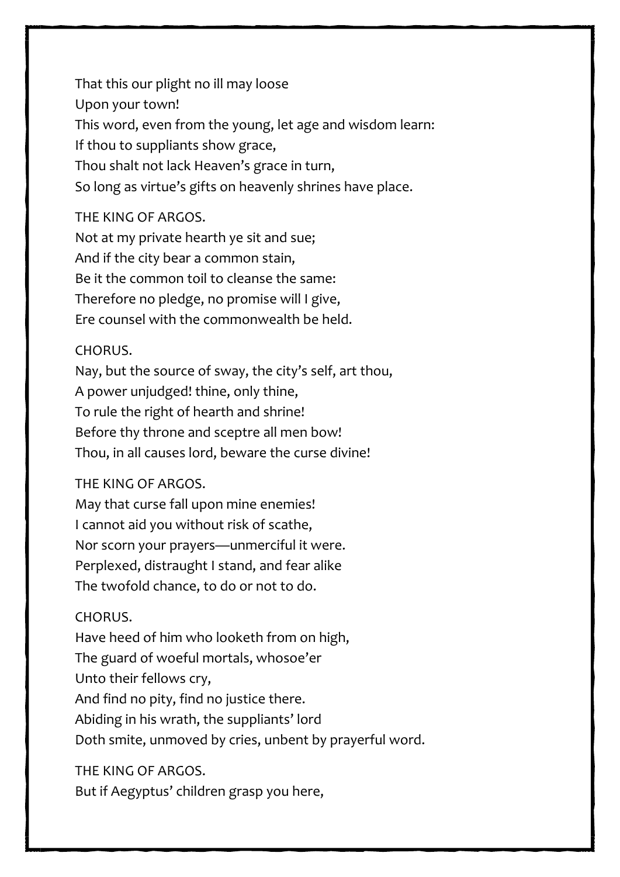That this our plight no ill may loose  
Upon your town!  
This word, even from the young, let age and wisdom learn:  
If thou to suppliants show grace,  
Thou shalt not lack Heaven's grace in turn,  
So long as virtue's gifts on heavenly shrines have place.

THE KING OF ARGOS.  
Not at my private hearth ye sit and sue;  
And if the city bear a common stain,  
Be it the common toil to cleanse the same:  
Therefore no pledge, no promise will I give,  
Ere counsel with the commonwealth be held.

CHORUS.  
Nay, but the source of sway, the city's self, art thou,  
A power unjudged! thine, only thine,  
To rule the right of hearth and shrine!  
Before thy throne and sceptre all men bow!  
Thou, in all causes lord, beware the curse divine!

THE KING OF ARGOS.  
May that curse fall upon mine enemies!  
I cannot aid you without risk of scathe,  
Nor scorn your prayers—unmerciful it were.  
Perplexed, distraught I stand, and fear alike  
The twofold chance, to do or not to do.

CHORUS.  
Have heed of him who looketh from on high,  
The guard of woeful mortals, whosoe'er  
Unto their fellows cry,  
And find no pity, find no justice there.  
Abiding in his wrath, the suppliants' lord  
Doth smite, unmoved by cries, unbent by prayerful word.

THE KING OF ARGOS.  
But if Aegyptus' children grasp you here,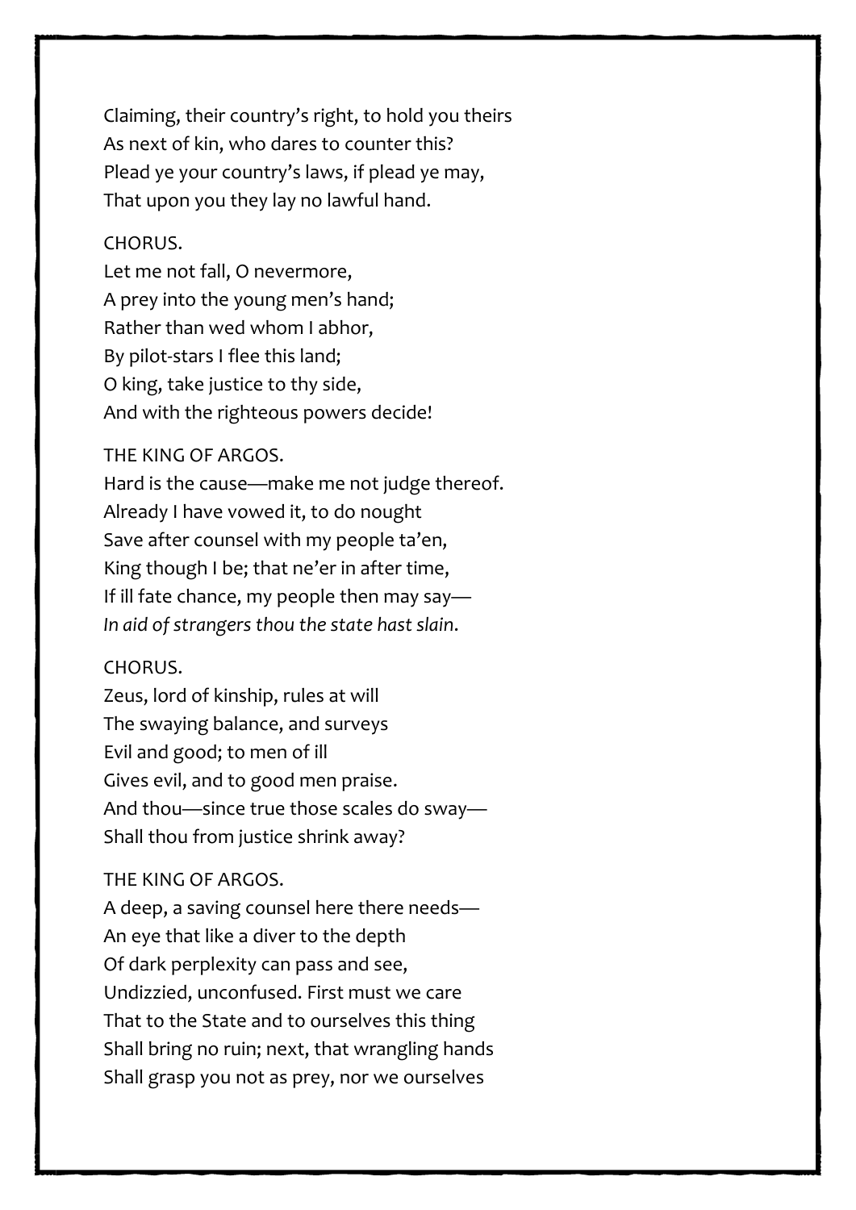Claiming, their country's right, to hold you theirs
As next of kin, who dares to counter this?
Plead ye your country's laws, if plead ye may,
That upon you they lay no lawful hand.

CHORUS.
Let me not fall, O nevermore,
A prey into the young men's hand;
Rather than wed whom I abhor,
By pilot-stars I flee this land;
O king, take justice to thy side,
And with the righteous powers decide!

THE KING OF ARGOS.
Hard is the cause—make me not judge thereof.
Already I have vowed it, to do nought
Save after counsel with my people ta'en,
King though I be; that ne'er in after time,
If ill fate chance, my people then may say—
*In aid of strangers thou the state hast slain.*

CHORUS.
Zeus, lord of kinship, rules at will
The swaying balance, and surveys
Evil and good; to men of ill
Gives evil, and to good men praise.
And thou—since true those scales do sway—
Shall thou from justice shrink away?

THE KING OF ARGOS.
A deep, a saving counsel here there needs—
An eye that like a diver to the depth
Of dark perplexity can pass and see,
Undizzied, unconfused. First must we care
That to the State and to ourselves this thing
Shall bring no ruin; next, that wrangling hands
Shall grasp you not as prey, nor we ourselves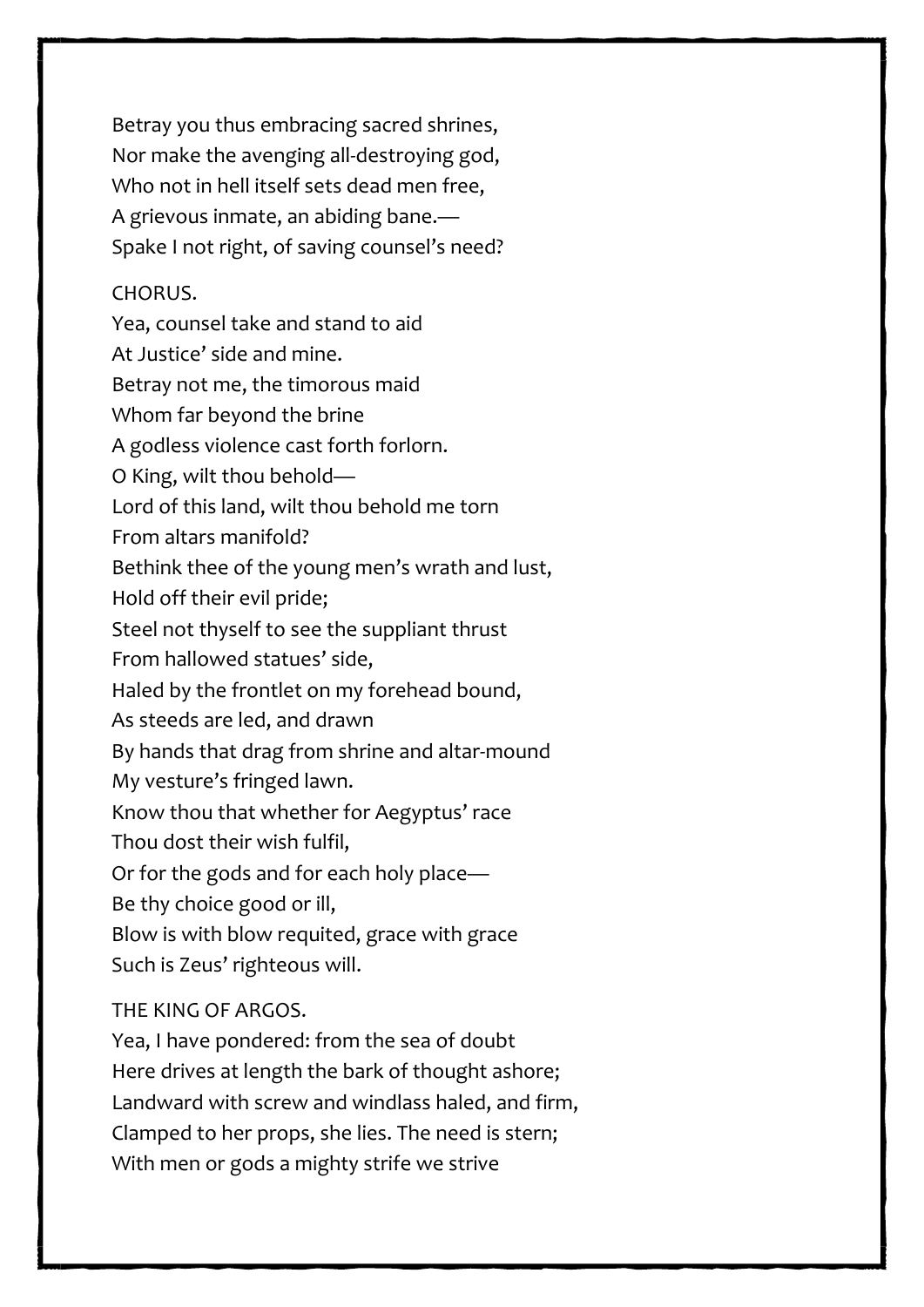Betray you thus embracing sacred shrines,  
Nor make the avenging all-destroying god,  
Who not in hell itself sets dead men free,  
A grievous inmate, an abiding bane.—  
Spake I not right, of saving counsel's need?

CHORUS.  
Yea, counsel take and stand to aid  
At Justice' side and mine.  
Betray not me, the timorous maid  
Whom far beyond the brine  
A godless violence cast forth forlorn.  
O King, wilt thou behold—  
Lord of this land, wilt thou behold me torn  
From altars manifold?  
Bethink thee of the young men's wrath and lust,  
Hold off their evil pride;  
Steel not thyself to see the suppliant thrust  
From hallowed statues' side,  
Haled by the frontlet on my forehead bound,  
As steeds are led, and drawn  
By hands that drag from shrine and altar-mound  
My vesture's fringed lawn.  
Know thou that whether for Aegyptus' race  
Thou dost their wish fulfil,  
Or for the gods and for each holy place—  
Be thy choice good or ill,  
Blow is with blow requited, grace with grace  
Such is Zeus' righteous will.

THE KING OF ARGOS.  
Yea, I have pondered: from the sea of doubt  
Here drives at length the bark of thought ashore;  
Landward with screw and windlass haled, and firm,  
Clamped to her props, she lies. The need is stern;  
With men or gods a mighty strife we strive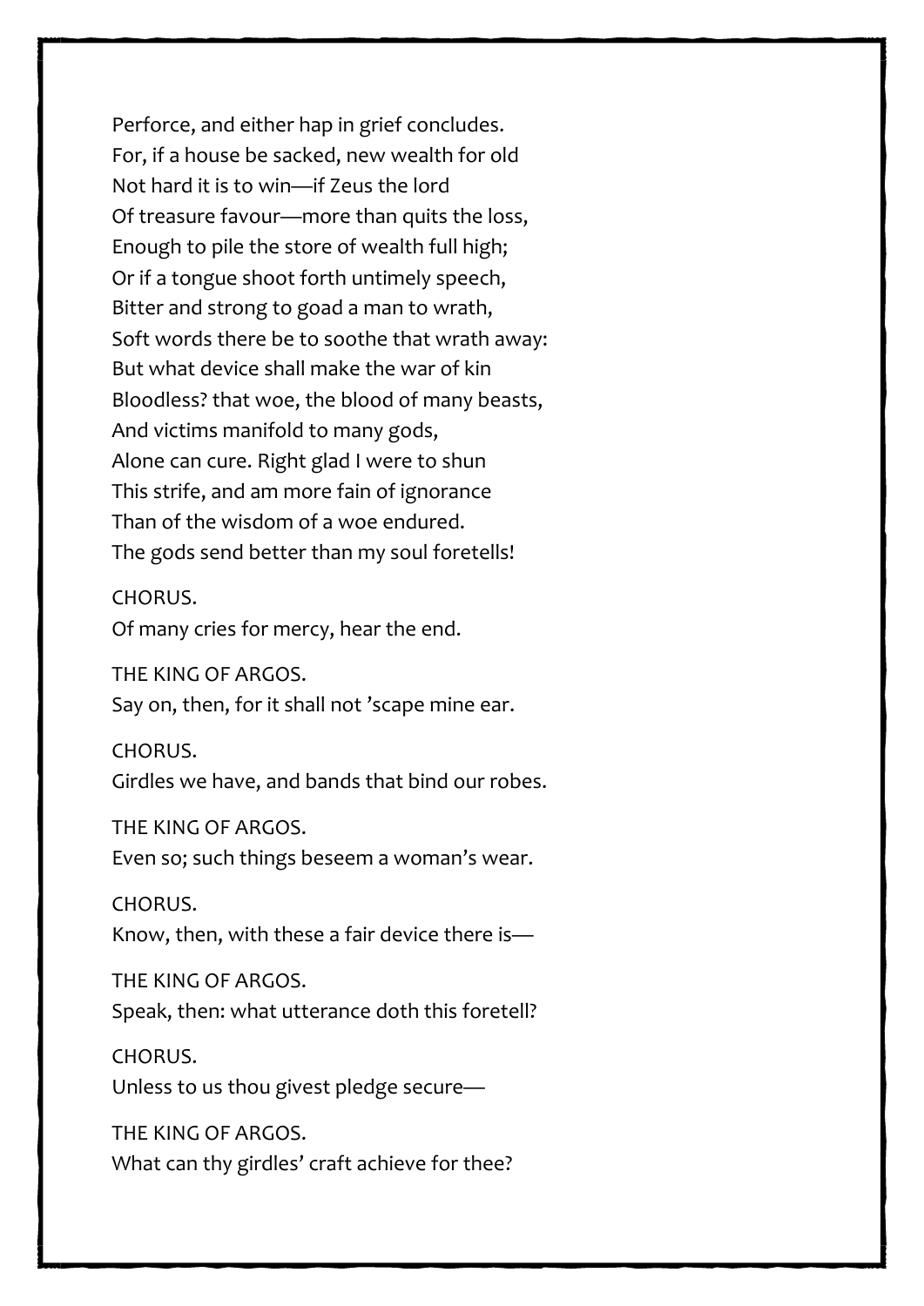Perforce, and either hap in grief concludes.
For, if a house be sacked, new wealth for old
Not hard it is to win—if Zeus the lord
Of treasure favour—more than quits the loss,
Enough to pile the store of wealth full high;
Or if a tongue shoot forth untimely speech,
Bitter and strong to goad a man to wrath,
Soft words there be to soothe that wrath away:
But what device shall make the war of kin
Bloodless? that woe, the blood of many beasts,
And victims manifold to many gods,
Alone can cure. Right glad I were to shun
This strife, and am more fain of ignorance
Than of the wisdom of a woe endured.
The gods send better than my soul foretells!

CHORUS.
Of many cries for mercy, hear the end.

THE KING OF ARGOS.
Say on, then, for it shall not 'scape mine ear.

CHORUS.
Girdles we have, and bands that bind our robes.

THE KING OF ARGOS.
Even so; such things beseem a woman's wear.

CHORUS.
Know, then, with these a fair device there is—

THE KING OF ARGOS.
Speak, then: what utterance doth this foretell?

CHORUS.
Unless to us thou givest pledge secure—

THE KING OF ARGOS.
What can thy girdles' craft achieve for thee?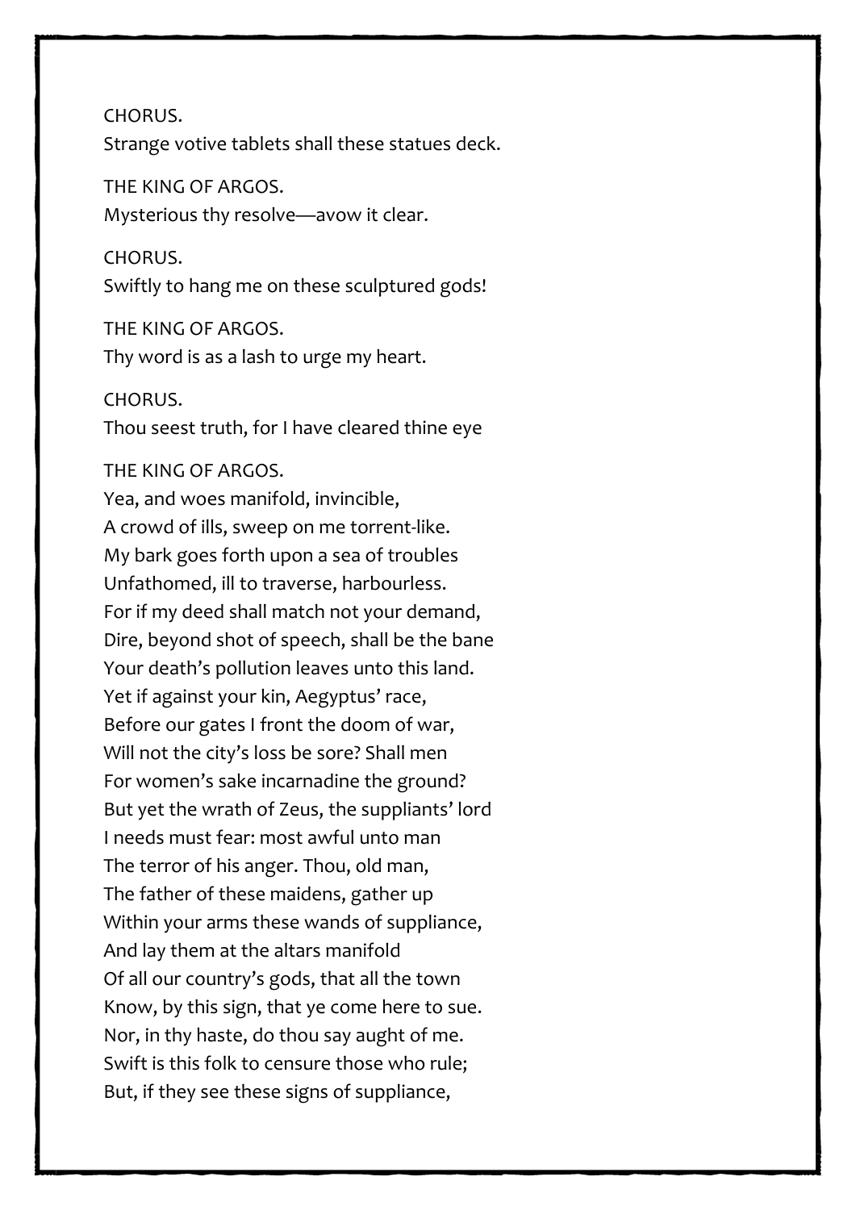CHORUS.  
Strange votive tablets shall these statues deck.

THE KING OF ARGOS.  
Mysterious thy resolve—avow it clear.

CHORUS.  
Swiftly to hang me on these sculptured gods!

THE KING OF ARGOS.  
Thy word is as a lash to urge my heart.

CHORUS.  
Thou seest truth, for I have cleared thine eye

THE KING OF ARGOS.  
Yea, and woes manifold, invincible,  
A crowd of ills, sweep on me torrent-like.  
My bark goes forth upon a sea of troubles  
Unfathomed, ill to traverse, harbourless.  
For if my deed shall match not your demand,  
Dire, beyond shot of speech, shall be the bane  
Your death's pollution leaves unto this land.  
Yet if against your kin, Aegyptus' race,  
Before our gates I front the doom of war,  
Will not the city's loss be sore? Shall men  
For women's sake incarnadine the ground?  
But yet the wrath of Zeus, the suppliants' lord  
I needs must fear: most awful unto man  
The terror of his anger. Thou, old man,  
The father of these maidens, gather up  
Within your arms these wands of suppliance,  
And lay them at the altars manifold  
Of all our country's gods, that all the town  
Know, by this sign, that ye come here to sue.  
Nor, in thy haste, do thou say aught of me.  
Swift is this folk to censure those who rule;  
But, if they see these signs of suppliance,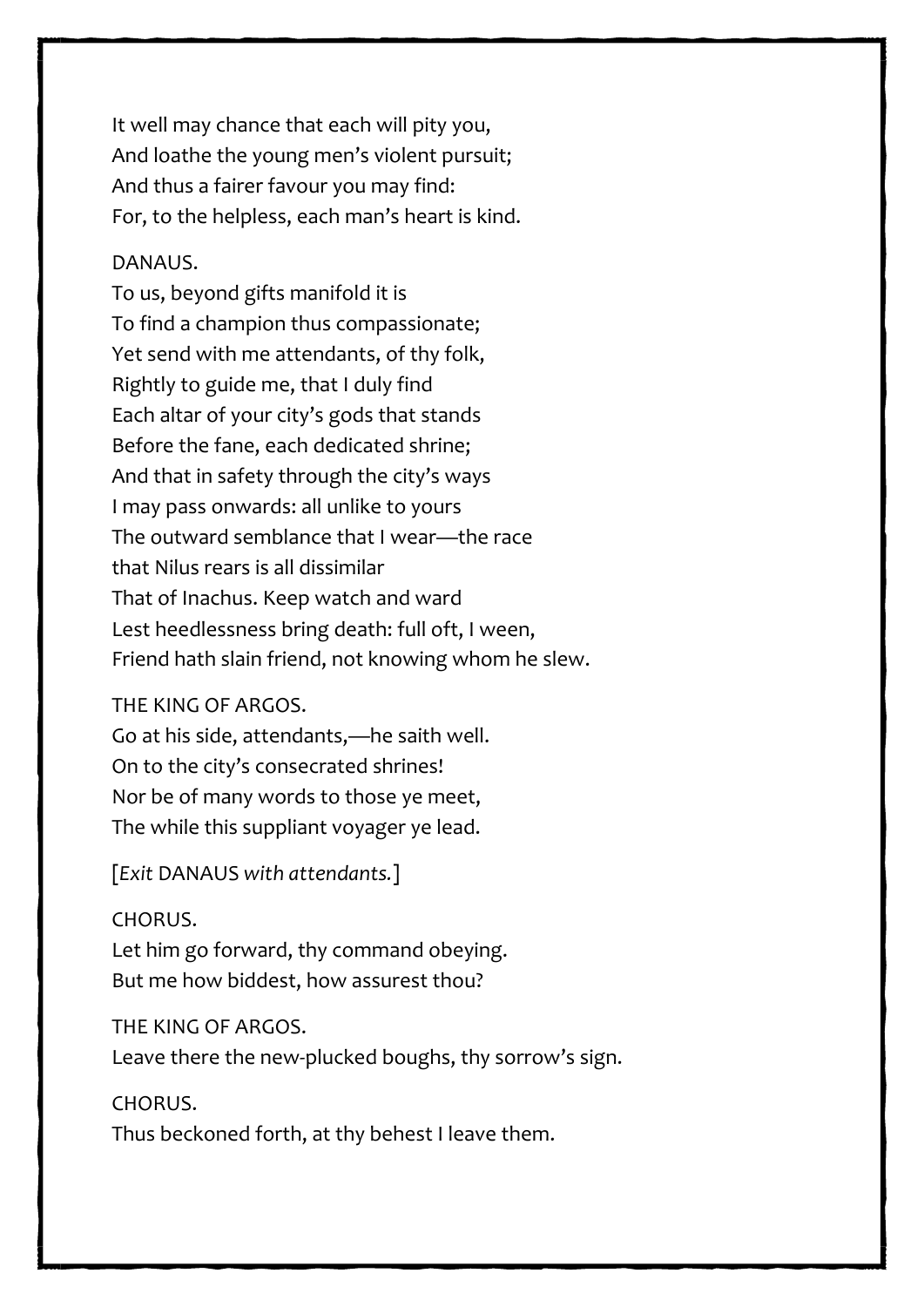It well may chance that each will pity you,  
And loathe the young men's violent pursuit;  
And thus a fairer favour you may find:  
For, to the helpless, each man's heart is kind.

DANAUS.  
To us, beyond gifts manifold it is  
To find a champion thus compassionate;  
Yet send with me attendants, of thy folk,  
Rightly to guide me, that I duly find  
Each altar of your city's gods that stands  
Before the fane, each dedicated shrine;  
And that in safety through the city's ways  
I may pass onwards: all unlike to yours  
The outward semblance that I wear—the race  
that Nilus rears is all dissimilar  
That of Inachus. Keep watch and ward  
Lest heedlessness bring death: full oft, I ween,  
Friend hath slain friend, not knowing whom he slew.

THE KING OF ARGOS.  
Go at his side, attendants,—he saith well.  
On to the city's consecrated shrines!  
Nor be of many words to those ye meet,  
The while this suppliant voyager ye lead.

[*Exit* DANAUS *with attendants.*]

CHORUS.  
Let him go forward, thy command obeying.  
But me how biddest, how assurest thou?

THE KING OF ARGOS.  
Leave there the new-plucked boughs, thy sorrow's sign.

CHORUS.  
Thus beckoned forth, at thy behest I leave them.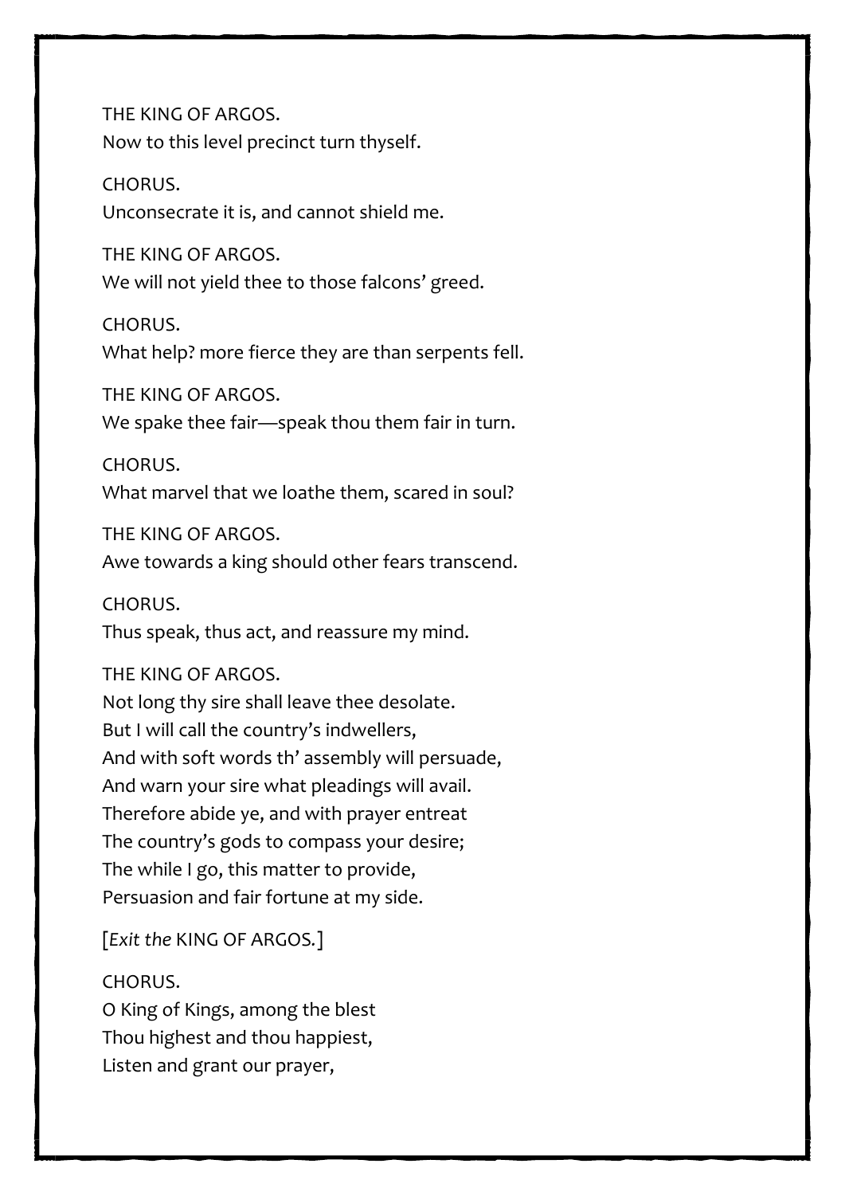THE KING OF ARGOS.
Now to this level precinct turn thyself.

CHORUS.
Unconsecrate it is, and cannot shield me.

THE KING OF ARGOS.
We will not yield thee to those falcons' greed.

CHORUS.
What help? more fierce they are than serpents fell.

THE KING OF ARGOS.
We spake thee fair—speak thou them fair in turn.

CHORUS.
What marvel that we loathe them, scared in soul?

THE KING OF ARGOS.
Awe towards a king should other fears transcend.

CHORUS.
Thus speak, thus act, and reassure my mind.

THE KING OF ARGOS.
Not long thy sire shall leave thee desolate.
But I will call the country's indwellers,
And with soft words th' assembly will persuade,
And warn your sire what pleadings will avail.
Therefore abide ye, and with prayer entreat
The country's gods to compass your desire;
The while I go, this matter to provide,
Persuasion and fair fortune at my side.

[*Exit the* KING OF ARGOS.]

CHORUS.
O King of Kings, among the blest
Thou highest and thou happiest,
Listen and grant our prayer,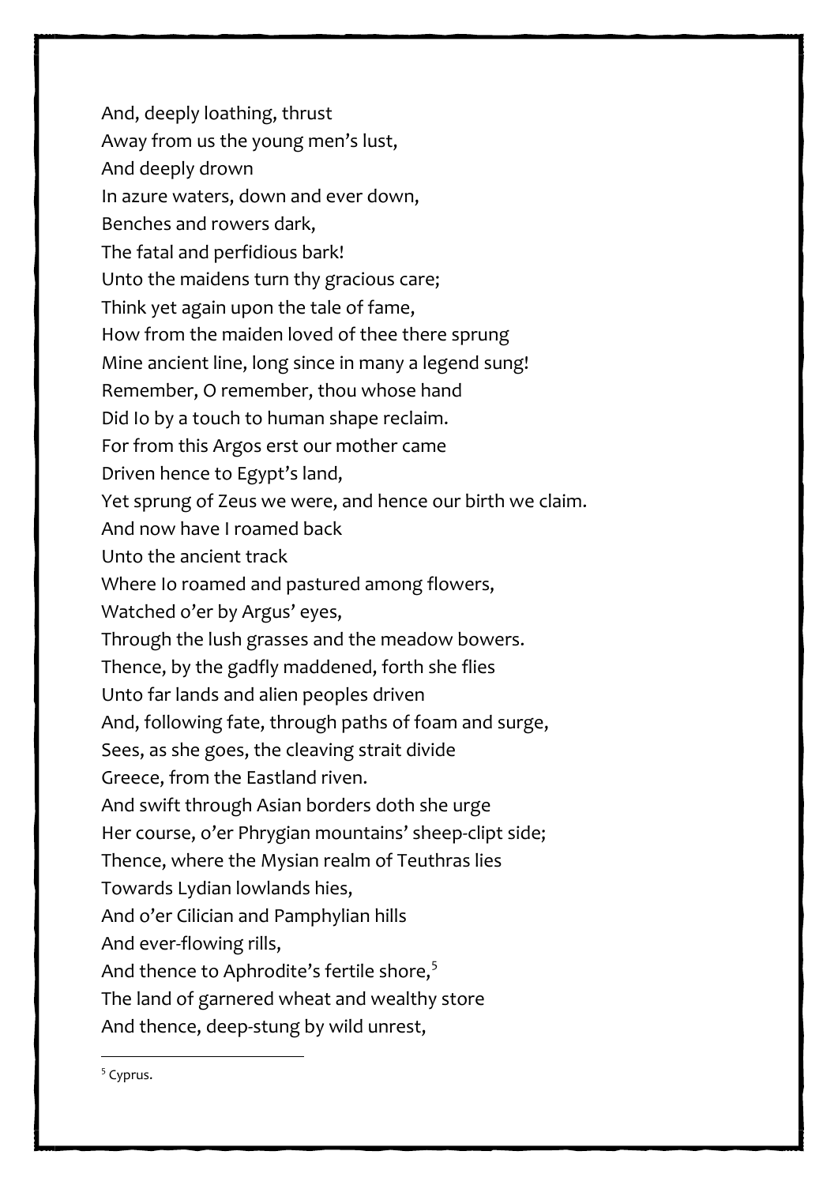And, deeply loathing, thrust  
Away from us the young men's lust,  
And deeply drown  
In azure waters, down and ever down,  
Benches and rowers dark,  
The fatal and perfidious bark!  
Unto the maidens turn thy gracious care;  
Think yet again upon the tale of fame,  
How from the maiden loved of thee there sprung  
Mine ancient line, long since in many a legend sung!  
Remember, O remember, thou whose hand  
Did Io by a touch to human shape reclaim.  
For from this Argos erst our mother came  
Driven hence to Egypt's land,  
Yet sprung of Zeus we were, and hence our birth we claim.  
And now have I roamed back  
Unto the ancient track  
Where Io roamed and pastured among flowers,  
Watched o'er by Argus' eyes,  
Through the lush grasses and the meadow bowers.  
Thence, by the gadfly maddened, forth she flies  
Unto far lands and alien peoples driven  
And, following fate, through paths of foam and surge,  
Sees, as she goes, the cleaving strait divide  
Greece, from the Eastland riven.  
And swift through Asian borders doth she urge  
Her course, o'er Phrygian mountains' sheep-clipt side;  
Thence, where the Mysian realm of Teuthras lies  
Towards Lydian lowlands hies,  
And o'er Cilician and Pamphylian hills  
And ever-flowing rills,  
And thence to Aphrodite's fertile shore,[5]  
The land of garnered wheat and wealthy store  
And thence, deep-stung by wild unrest,

---

[5] Cyprus.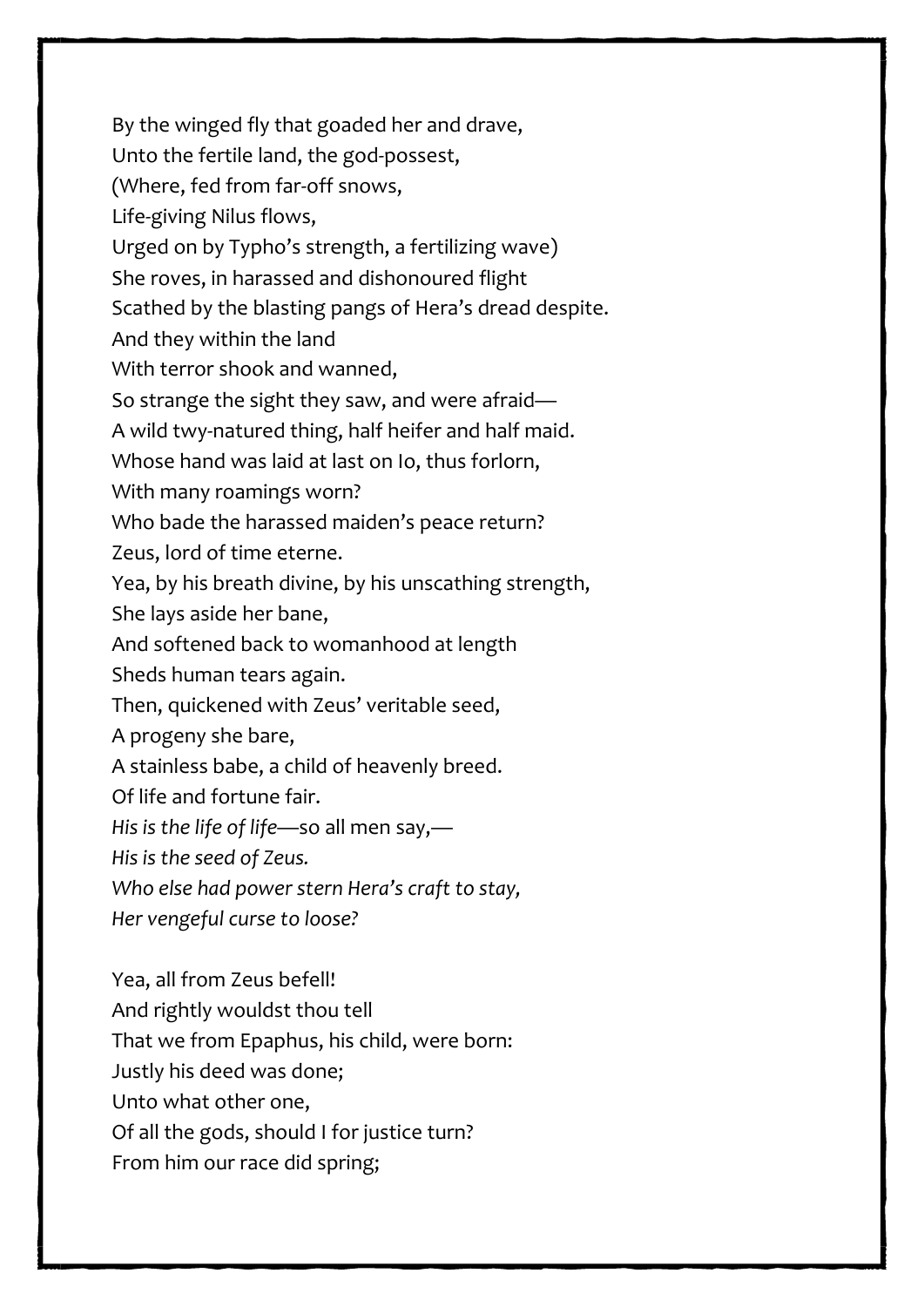By the winged fly that goaded her and drave,
Unto the fertile land, the god-possest,
(Where, fed from far-off snows,
Life-giving Nilus flows,
Urged on by Typho's strength, a fertilizing wave)
She roves, in harassed and dishonoured flight
Scathed by the blasting pangs of Hera's dread despite.
And they within the land
With terror shook and wanned,
So strange the sight they saw, and were afraid—
A wild twy-natured thing, half heifer and half maid.
Whose hand was laid at last on Io, thus forlorn,
With many roamings worn?
Who bade the harassed maiden's peace return?
Zeus, lord of time eterne.
Yea, by his breath divine, by his unscathing strength,
She lays aside her bane,
And softened back to womanhood at length
Sheds human tears again.
Then, quickened with Zeus' veritable seed,
A progeny she bare,
A stainless babe, a child of heavenly breed.
Of life and fortune fair.
*His is the life of life*—so all men say,—
*His is the seed of Zeus.*
*Who else had power stern Hera's craft to stay,*
*Her vengeful curse to loose?*

Yea, all from Zeus befell!
And rightly wouldst thou tell
That we from Epaphus, his child, were born:
Justly his deed was done;
Unto what other one,
Of all the gods, should I for justice turn?
From him our race did spring;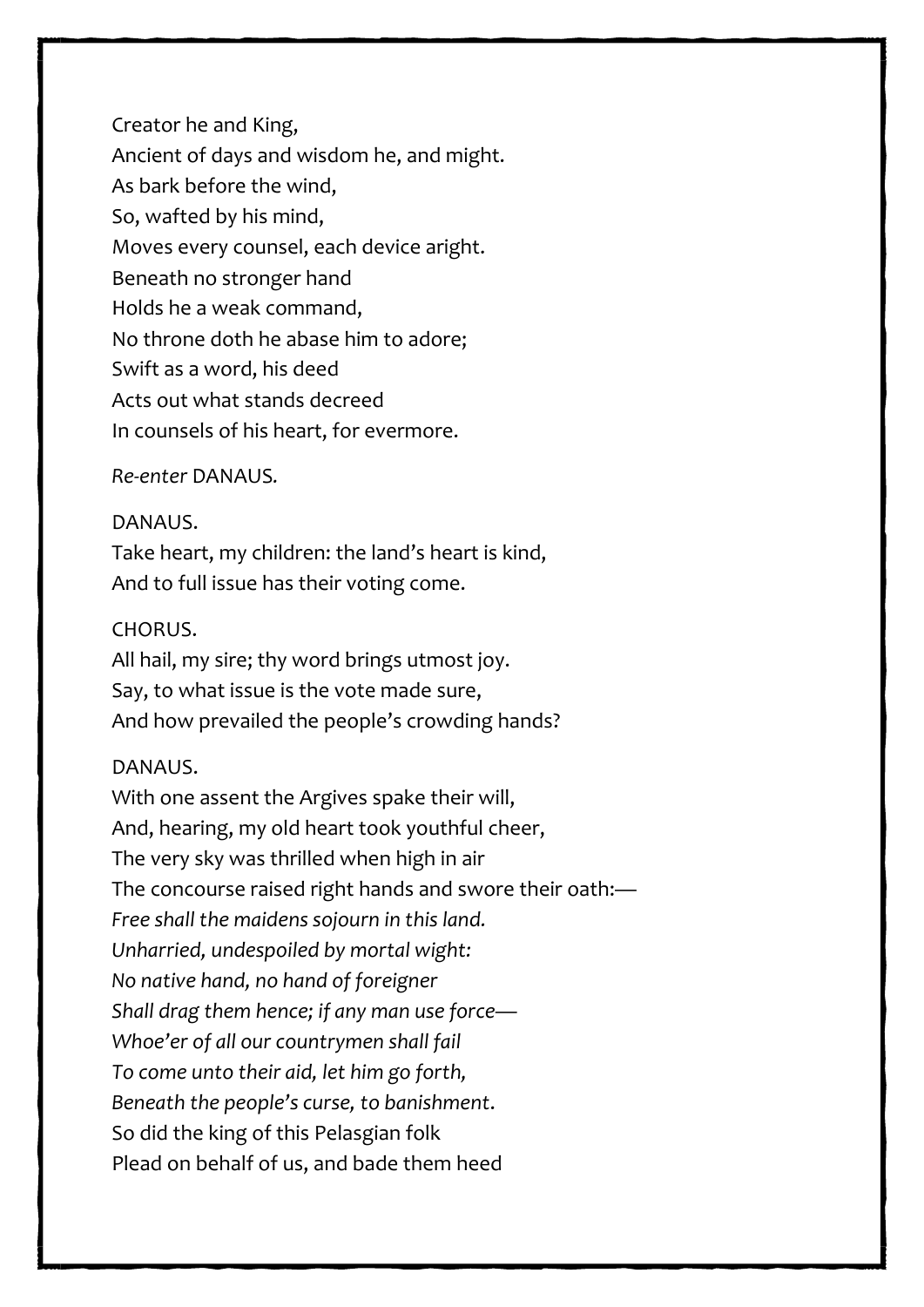Creator he and King,  
Ancient of days and wisdom he, and might.  
As bark before the wind,  
So, wafted by his mind,  
Moves every counsel, each device aright.  
Beneath no stronger hand  
Holds he a weak command,  
No throne doth he abase him to adore;  
Swift as a word, his deed  
Acts out what stands decreed  
In counsels of his heart, for evermore.

*Re-enter* DANAUS.

DANAUS.  
Take heart, my children: the land's heart is kind,  
And to full issue has their voting come.

CHORUS.  
All hail, my sire; thy word brings utmost joy.  
Say, to what issue is the vote made sure,  
And how prevailed the people's crowding hands?

DANAUS.  
With one assent the Argives spake their will,  
And, hearing, my old heart took youthful cheer,  
The very sky was thrilled when high in air  
The concourse raised right hands and swore their oath:—  
*Free shall the maidens sojourn in this land.*  
*Unharried, undespoiled by mortal wight:*  
*No native hand, no hand of foreigner*  
*Shall drag them hence; if any man use force—*  
*Whoe'er of all our countrymen shall fail*  
*To come unto their aid, let him go forth,*  
*Beneath the people's curse, to banishment*.  
So did the king of this Pelasgian folk  
Plead on behalf of us, and bade them heed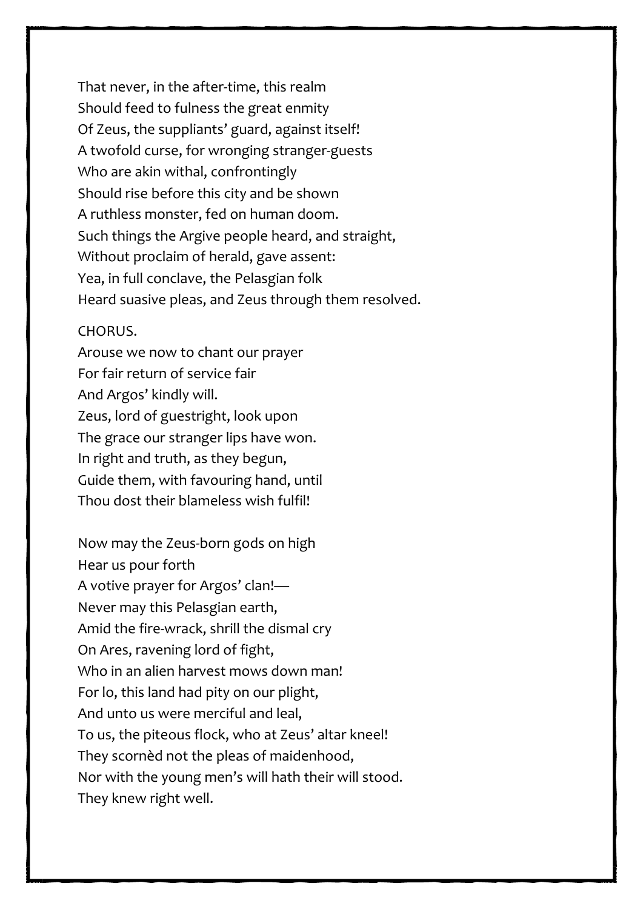That never, in the after-time, this realm
Should feed to fulness the great enmity
Of Zeus, the suppliants' guard, against itself!
A twofold curse, for wronging stranger-guests
Who are akin withal, confrontingly
Should rise before this city and be shown
A ruthless monster, fed on human doom.
Such things the Argive people heard, and straight,
Without proclaim of herald, gave assent:
Yea, in full conclave, the Pelasgian folk
Heard suasive pleas, and Zeus through them resolved.

CHORUS.
Arouse we now to chant our prayer
For fair return of service fair
And Argos' kindly will.
Zeus, lord of guestright, look upon
The grace our stranger lips have won.
In right and truth, as they begun,
Guide them, with favouring hand, until
Thou dost their blameless wish fulfil!

Now may the Zeus-born gods on high
Hear us pour forth
A votive prayer for Argos' clan!—
Never may this Pelasgian earth,
Amid the fire-wrack, shrill the dismal cry
On Ares, ravening lord of fight,
Who in an alien harvest mows down man!
For lo, this land had pity on our plight,
And unto us were merciful and leal,
To us, the piteous flock, who at Zeus' altar kneel!
They scornèd not the pleas of maidenhood,
Nor with the young men's will hath their will stood.
They knew right well.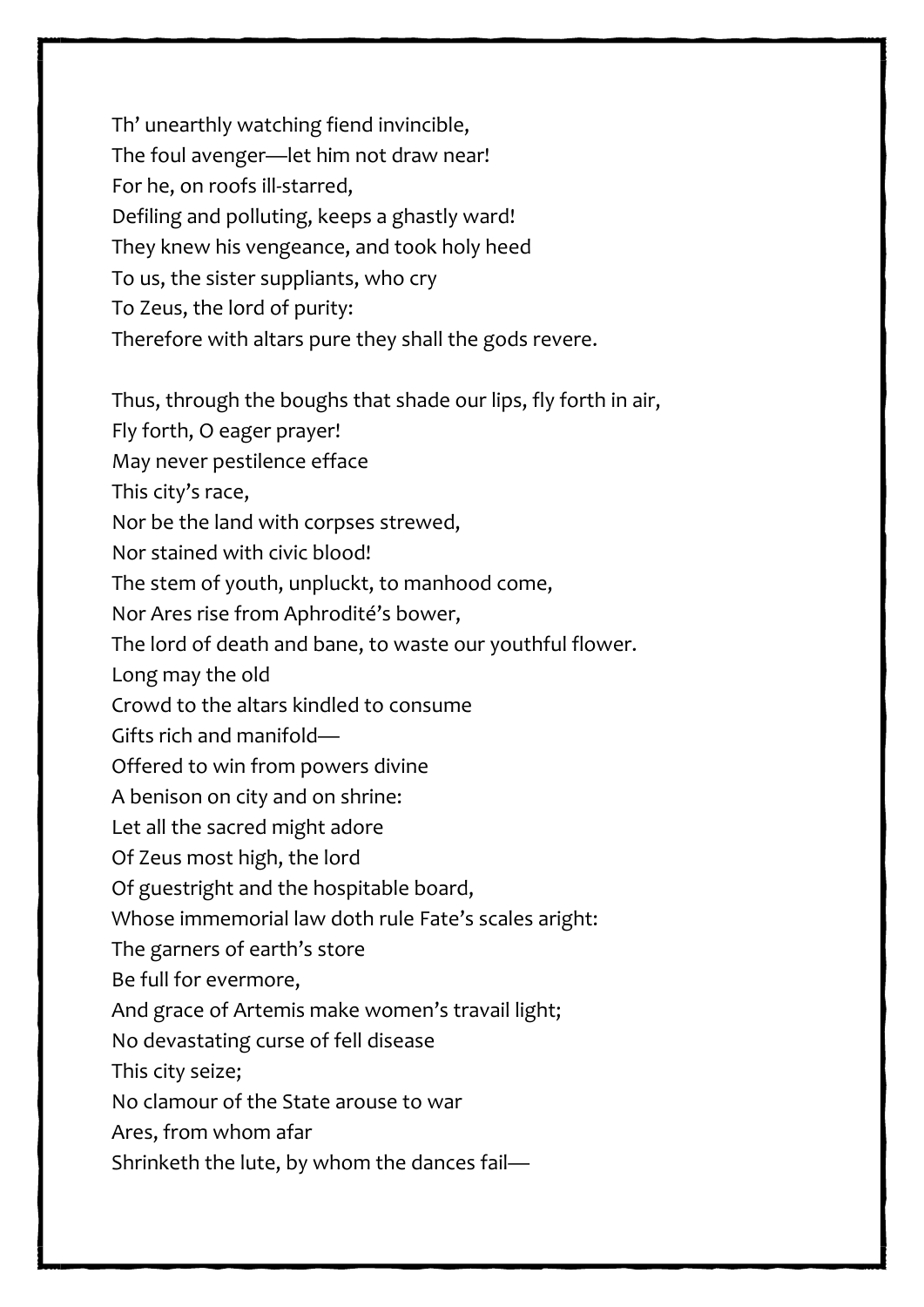Th' unearthly watching fiend invincible,
The foul avenger—let him not draw near!
For he, on roofs ill-starred,
Defiling and polluting, keeps a ghastly ward!
They knew his vengeance, and took holy heed
To us, the sister suppliants, who cry
To Zeus, the lord of purity:
Therefore with altars pure they shall the gods revere.

Thus, through the boughs that shade our lips, fly forth in air,
Fly forth, O eager prayer!
May never pestilence efface
This city's race,
Nor be the land with corpses strewed,
Nor stained with civic blood!
The stem of youth, unpluckt, to manhood come,
Nor Ares rise from Aphrodité's bower,
The lord of death and bane, to waste our youthful flower.
Long may the old
Crowd to the altars kindled to consume
Gifts rich and manifold—
Offered to win from powers divine
A benison on city and on shrine:
Let all the sacred might adore
Of Zeus most high, the lord
Of guestright and the hospitable board,
Whose immemorial law doth rule Fate's scales aright:
The garners of earth's store
Be full for evermore,
And grace of Artemis make women's travail light;
No devastating curse of fell disease
This city seize;
No clamour of the State arouse to war
Ares, from whom afar
Shrinketh the lute, by whom the dances fail—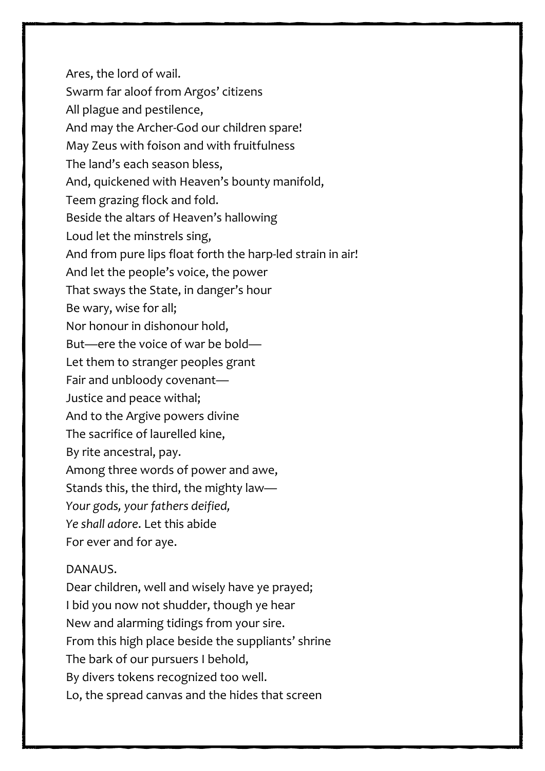Ares, the lord of wail.
Swarm far aloof from Argos' citizens
All plague and pestilence,
And may the Archer-God our children spare!
May Zeus with foison and with fruitfulness
The land's each season bless,
And, quickened with Heaven's bounty manifold,
Teem grazing flock and fold.
Beside the altars of Heaven's hallowing
Loud let the minstrels sing,
And from pure lips float forth the harp-led strain in air!
And let the people's voice, the power
That sways the State, in danger's hour
Be wary, wise for all;
Nor honour in dishonour hold,
But—ere the voice of war be bold—
Let them to stranger peoples grant
Fair and unbloody covenant—
Justice and peace withal;
And to the Argive powers divine
The sacrifice of laurelled kine,
By rite ancestral, pay.
Among three words of power and awe,
Stands this, the third, the mighty law—
*Your gods, your fathers deified,*
*Ye shall adore*. Let this abide
For ever and for aye.

DANAUS.
Dear children, well and wisely have ye prayed;
I bid you now not shudder, though ye hear
New and alarming tidings from your sire.
From this high place beside the suppliants' shrine
The bark of our pursuers I behold,
By divers tokens recognized too well.
Lo, the spread canvas and the hides that screen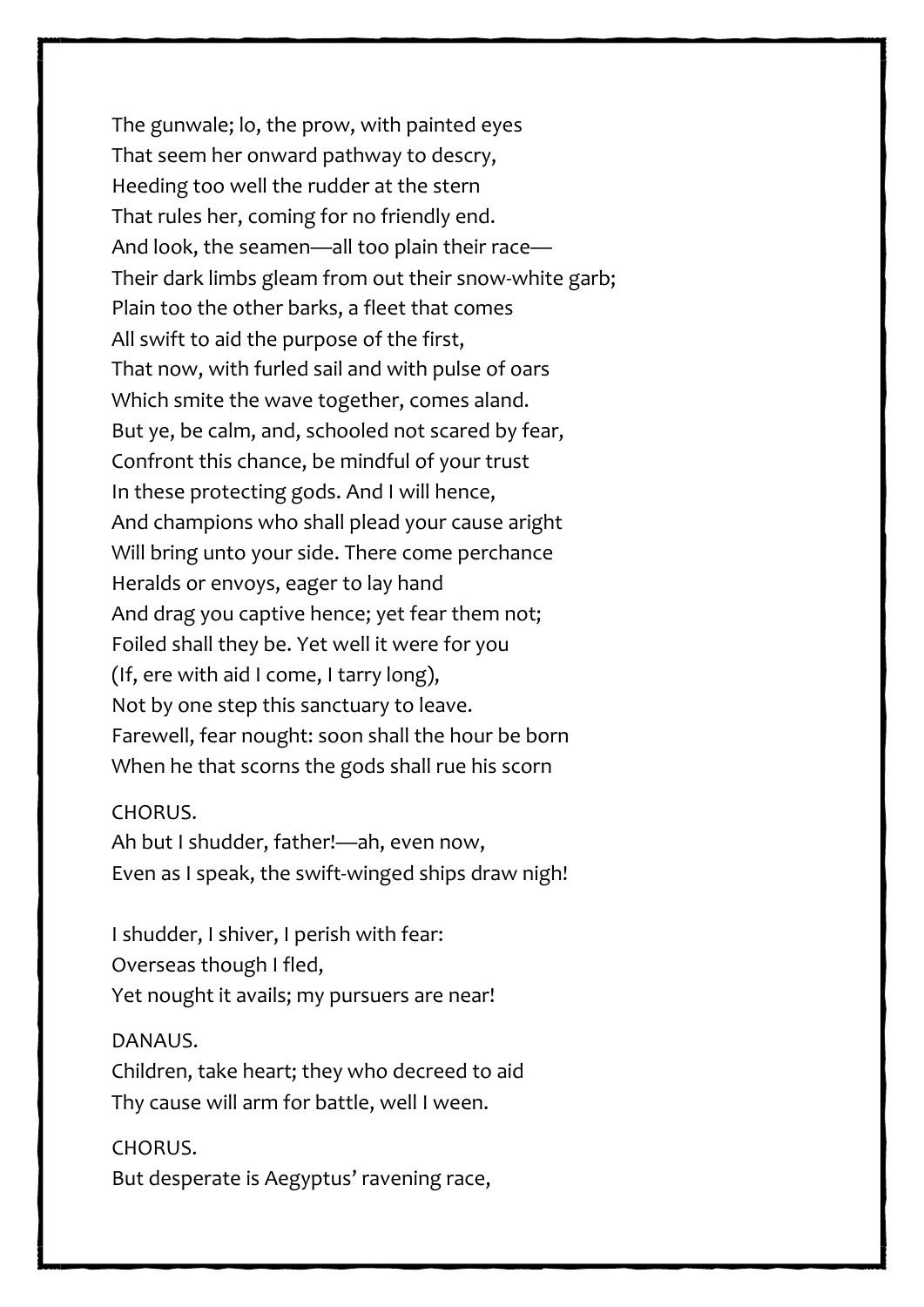The gunwale; lo, the prow, with painted eyes
That seem her onward pathway to descry,
Heeding too well the rudder at the stern
That rules her, coming for no friendly end.
And look, the seamen—all too plain their race—
Their dark limbs gleam from out their snow-white garb;
Plain too the other barks, a fleet that comes
All swift to aid the purpose of the first,
That now, with furled sail and with pulse of oars
Which smite the wave together, comes aland.
But ye, be calm, and, schooled not scared by fear,
Confront this chance, be mindful of your trust
In these protecting gods. And I will hence,
And champions who shall plead your cause aright
Will bring unto your side. There come perchance
Heralds or envoys, eager to lay hand
And drag you captive hence; yet fear them not;
Foiled shall they be. Yet well it were for you
(If, ere with aid I come, I tarry long),
Not by one step this sanctuary to leave.
Farewell, fear nought: soon shall the hour be born
When he that scorns the gods shall rue his scorn

CHORUS.
Ah but I shudder, father!—ah, even now,
Even as I speak, the swift-winged ships draw nigh!

I shudder, I shiver, I perish with fear:
Overseas though I fled,
Yet nought it avails; my pursuers are near!

DANAUS.
Children, take heart; they who decreed to aid
Thy cause will arm for battle, well I ween.

CHORUS.
But desperate is Aegyptus' ravening race,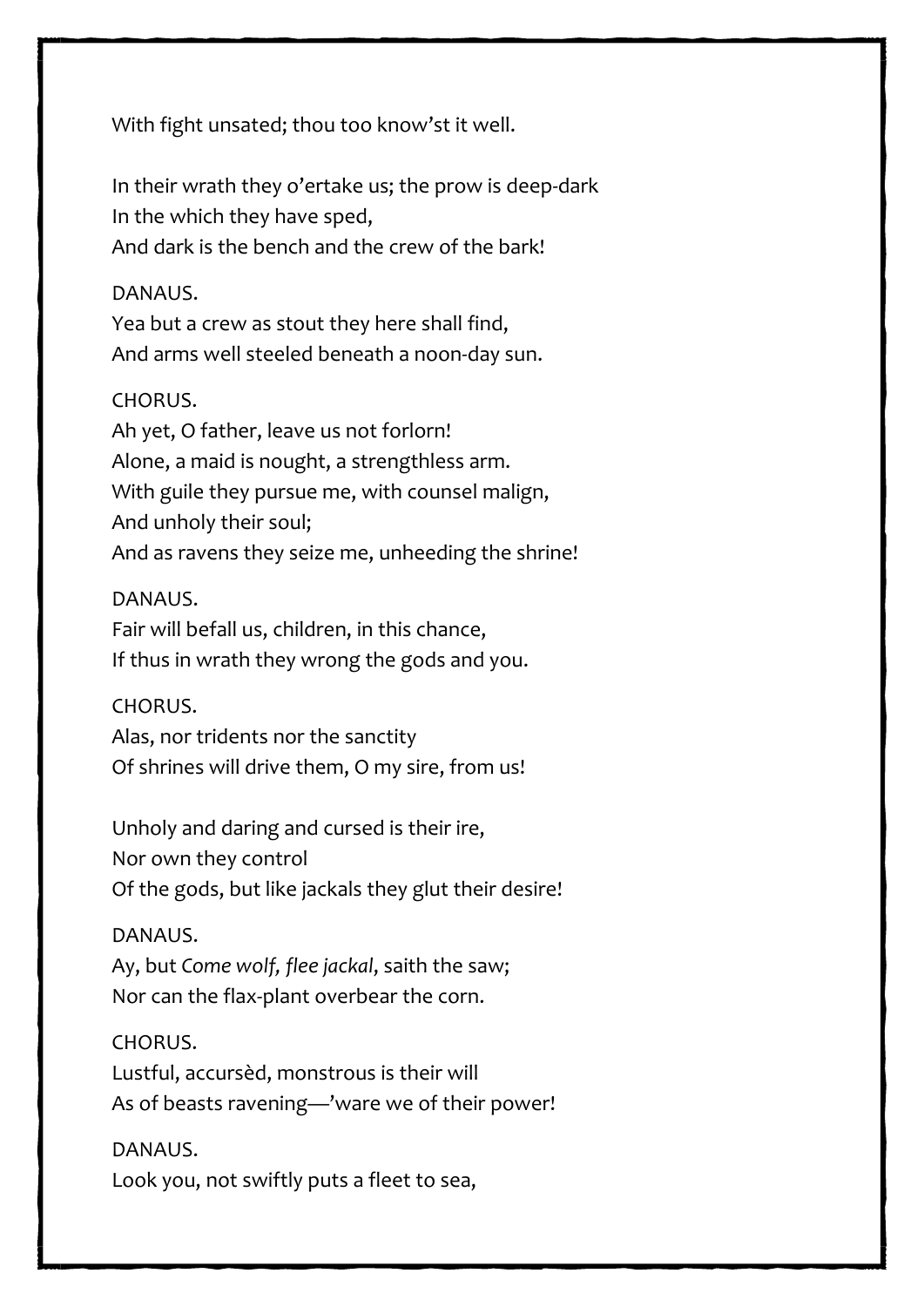With fight unsated; thou too know'st it well.

In their wrath they o'ertake us; the prow is deep-dark  
In the which they have sped,  
And dark is the bench and the crew of the bark!

DANAUS.  
Yea but a crew as stout they here shall find,  
And arms well steeled beneath a noon-day sun.

CHORUS.  
Ah yet, O father, leave us not forlorn!  
Alone, a maid is nought, a strengthless arm.  
With guile they pursue me, with counsel malign,  
And unholy their soul;  
And as ravens they seize me, unheeding the shrine!

DANAUS.  
Fair will befall us, children, in this chance,  
If thus in wrath they wrong the gods and you.

CHORUS.  
Alas, nor tridents nor the sanctity  
Of shrines will drive them, O my sire, from us!

Unholy and daring and cursed is their ire,  
Nor own they control  
Of the gods, but like jackals they glut their desire!

DANAUS.  
Ay, but *Come wolf, flee jackal*, saith the saw;  
Nor can the flax-plant overbear the corn.

CHORUS.  
Lustful, accursèd, monstrous is their will  
As of beasts ravening—'ware we of their power!

DANAUS.  
Look you, not swiftly puts a fleet to sea,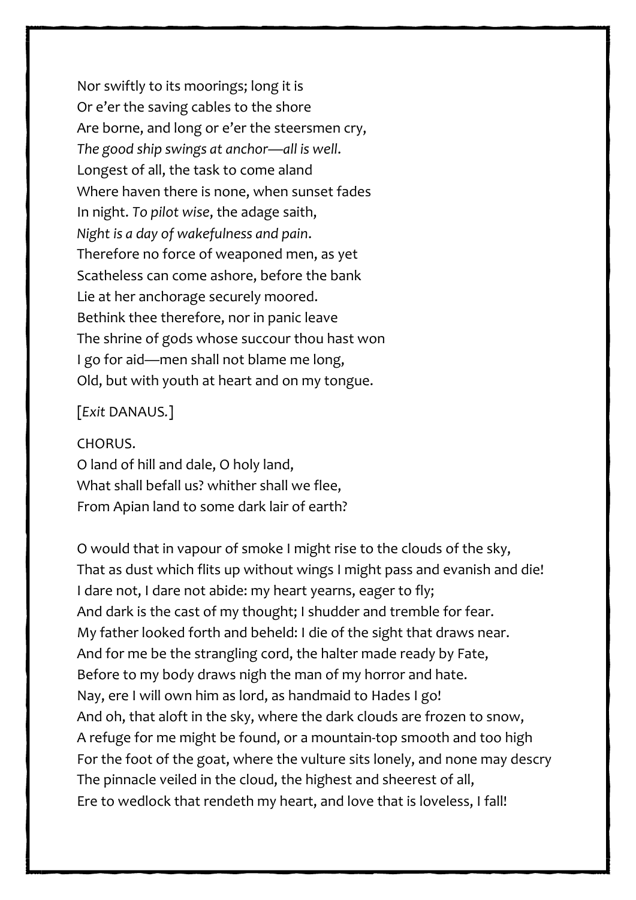Nor swiftly to its moorings; long it is  
Or e'er the saving cables to the shore  
Are borne, and long or e'er the steersmen cry,  
*The good ship swings at anchor—all is well*.  
Longest of all, the task to come aland  
Where haven there is none, when sunset fades  
In night. *To pilot wise*, the adage saith,  
*Night is a day of wakefulness and pain*.  
Therefore no force of weaponed men, as yet  
Scatheless can come ashore, before the bank  
Lie at her anchorage securely moored.  
Bethink thee therefore, nor in panic leave  
The shrine of gods whose succour thou hast won  
I go for aid—men shall not blame me long,  
Old, but with youth at heart and on my tongue.

[*Exit* DANAUS.]

CHORUS.  
O land of hill and dale, O holy land,  
What shall befall us? whither shall we flee,  
From Apian land to some dark lair of earth?

O would that in vapour of smoke I might rise to the clouds of the sky,  
That as dust which flits up without wings I might pass and evanish and die!  
I dare not, I dare not abide: my heart yearns, eager to fly;  
And dark is the cast of my thought; I shudder and tremble for fear.  
My father looked forth and beheld: I die of the sight that draws near.  
And for me be the strangling cord, the halter made ready by Fate,  
Before to my body draws nigh the man of my horror and hate.  
Nay, ere I will own him as lord, as handmaid to Hades I go!  
And oh, that aloft in the sky, where the dark clouds are frozen to snow,  
A refuge for me might be found, or a mountain-top smooth and too high  
For the foot of the goat, where the vulture sits lonely, and none may descry  
The pinnacle veiled in the cloud, the highest and sheerest of all,  
Ere to wedlock that rendeth my heart, and love that is loveless, I fall!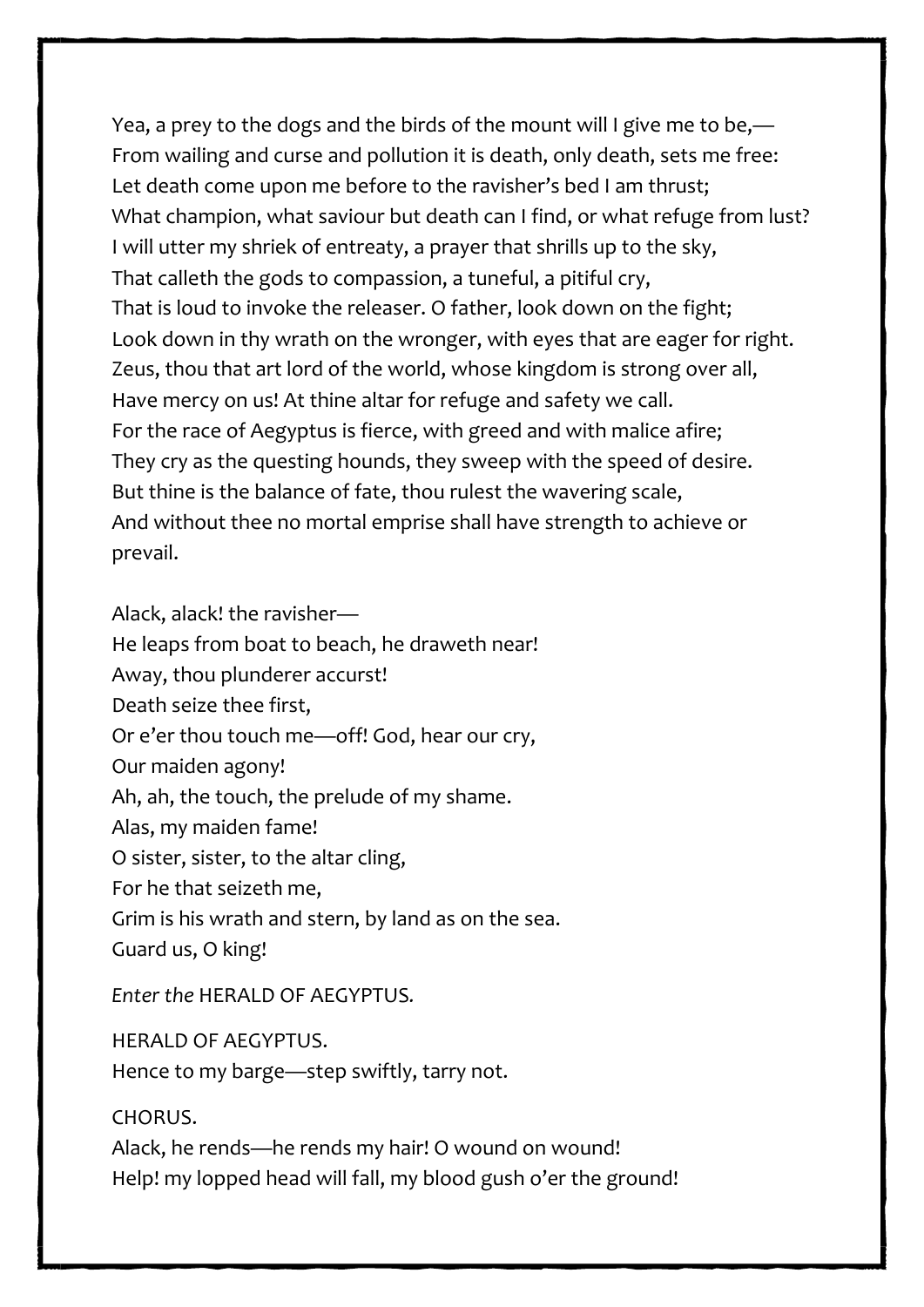Yea, a prey to the dogs and the birds of the mount will I give me to be,—
From wailing and curse and pollution it is death, only death, sets me free:
Let death come upon me before to the ravisher's bed I am thrust;
What champion, what saviour but death can I find, or what refuge from lust?
I will utter my shriek of entreaty, a prayer that shrills up to the sky,
That calleth the gods to compassion, a tuneful, a pitiful cry,
That is loud to invoke the releaser. O father, look down on the fight;
Look down in thy wrath on the wronger, with eyes that are eager for right.
Zeus, thou that art lord of the world, whose kingdom is strong over all,
Have mercy on us! At thine altar for refuge and safety we call.
For the race of Aegyptus is fierce, with greed and with malice afire;
They cry as the questing hounds, they sweep with the speed of desire.
But thine is the balance of fate, thou rulest the wavering scale,
And without thee no mortal emprise shall have strength to achieve or prevail.

Alack, alack! the ravisher—
He leaps from boat to beach, he draweth near!
Away, thou plunderer accurst!
Death seize thee first,
Or e'er thou touch me—off! God, hear our cry,
Our maiden agony!
Ah, ah, the touch, the prelude of my shame.
Alas, my maiden fame!
O sister, sister, to the altar cling,
For he that seizeth me,
Grim is his wrath and stern, by land as on the sea.
Guard us, O king!

*Enter the* HERALD OF AEGYPTUS.

HERALD OF AEGYPTUS.
Hence to my barge—step swiftly, tarry not.

CHORUS.
Alack, he rends—he rends my hair! O wound on wound!
Help! my lopped head will fall, my blood gush o'er the ground!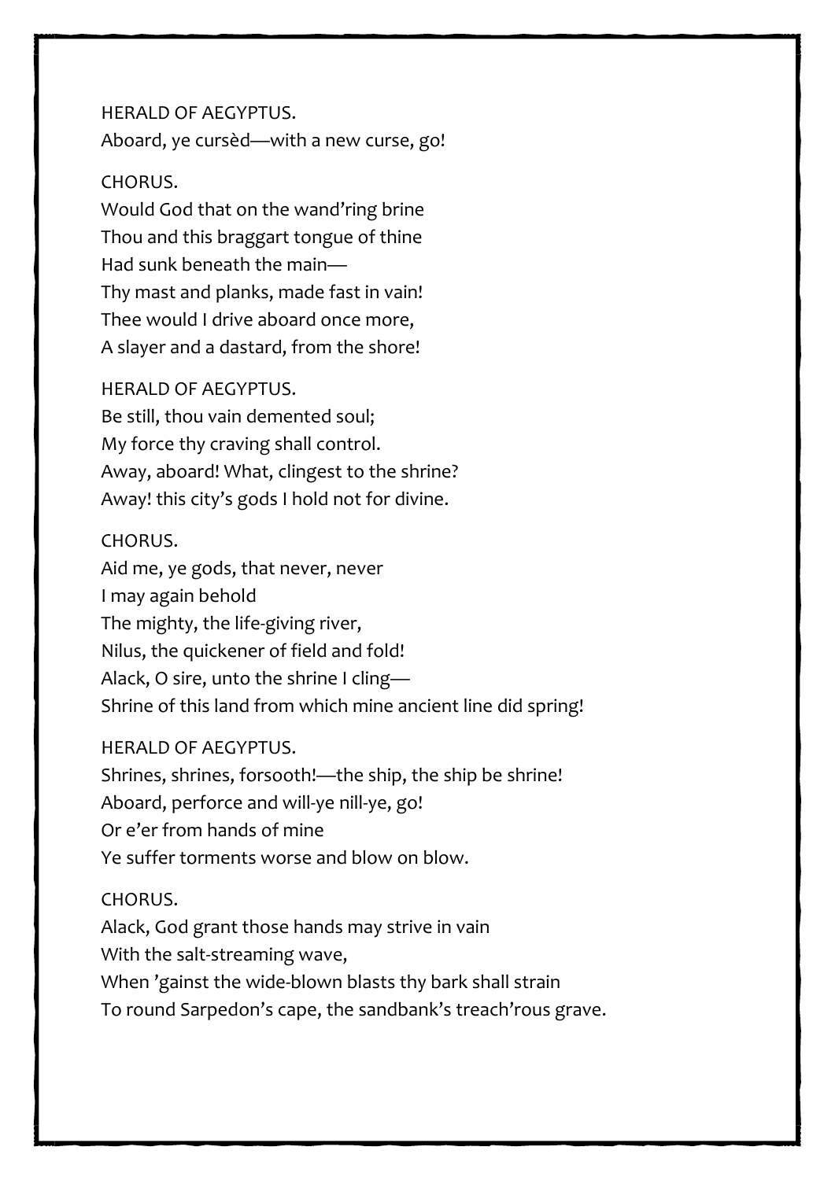HERALD OF AEGYPTUS.
Aboard, ye cursèd—with a new curse, go!

CHORUS.
Would God that on the wand'ring brine
Thou and this braggart tongue of thine
Had sunk beneath the main—
Thy mast and planks, made fast in vain!
Thee would I drive aboard once more,
A slayer and a dastard, from the shore!

HERALD OF AEGYPTUS.
Be still, thou vain demented soul;
My force thy craving shall control.
Away, aboard! What, clingest to the shrine?
Away! this city's gods I hold not for divine.

CHORUS.
Aid me, ye gods, that never, never
I may again behold
The mighty, the life-giving river,
Nilus, the quickener of field and fold!
Alack, O sire, unto the shrine I cling—
Shrine of this land from which mine ancient line did spring!

HERALD OF AEGYPTUS.
Shrines, shrines, forsooth!—the ship, the ship be shrine!
Aboard, perforce and will-ye nill-ye, go!
Or e'er from hands of mine
Ye suffer torments worse and blow on blow.

CHORUS.
Alack, God grant those hands may strive in vain
With the salt-streaming wave,
When 'gainst the wide-blown blasts thy bark shall strain
To round Sarpedon's cape, the sandbank's treach'rous grave.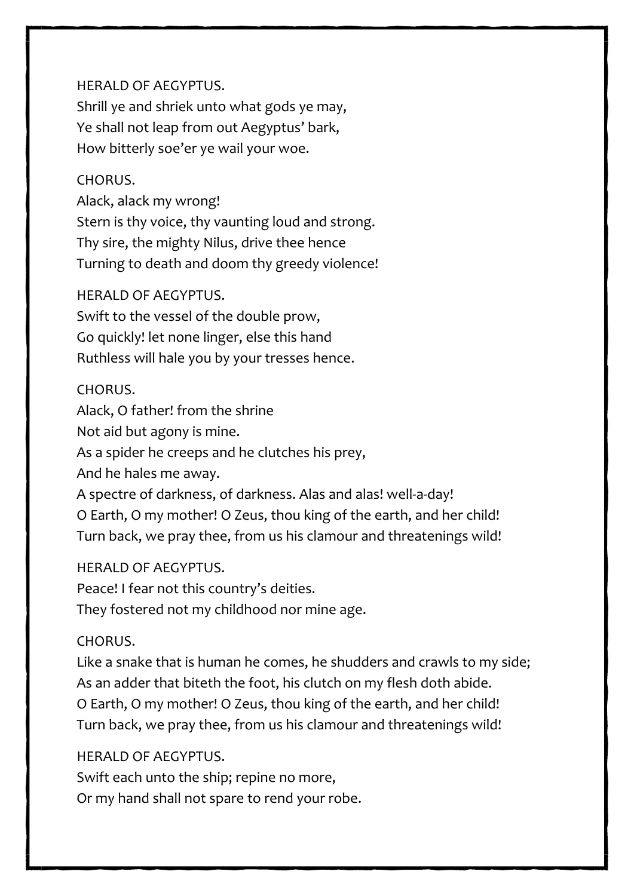HERALD OF AEGYPTUS.
Shrill ye and shriek unto what gods ye may,
Ye shall not leap from out Aegyptus' bark,
How bitterly soe'er ye wail your woe.

CHORUS.
Alack, alack my wrong!
Stern is thy voice, thy vaunting loud and strong.
Thy sire, the mighty Nilus, drive thee hence
Turning to death and doom thy greedy violence!

HERALD OF AEGYPTUS.
Swift to the vessel of the double prow,
Go quickly! let none linger, else this hand
Ruthless will hale you by your tresses hence.

CHORUS.
Alack, O father! from the shrine
Not aid but agony is mine.
As a spider he creeps and he clutches his prey,
And he hales me away.
A spectre of darkness, of darkness. Alas and alas! well-a-day!
O Earth, O my mother! O Zeus, thou king of the earth, and her child!
Turn back, we pray thee, from us his clamour and threatenings wild!

HERALD OF AEGYPTUS.
Peace! I fear not this country's deities.
They fostered not my childhood nor mine age.

CHORUS.
Like a snake that is human he comes, he shudders and crawls to my side;
As an adder that biteth the foot, his clutch on my flesh doth abide.
O Earth, O my mother! O Zeus, thou king of the earth, and her child!
Turn back, we pray thee, from us his clamour and threatenings wild!

HERALD OF AEGYPTUS.
Swift each unto the ship; repine no more,
Or my hand shall not spare to rend your robe.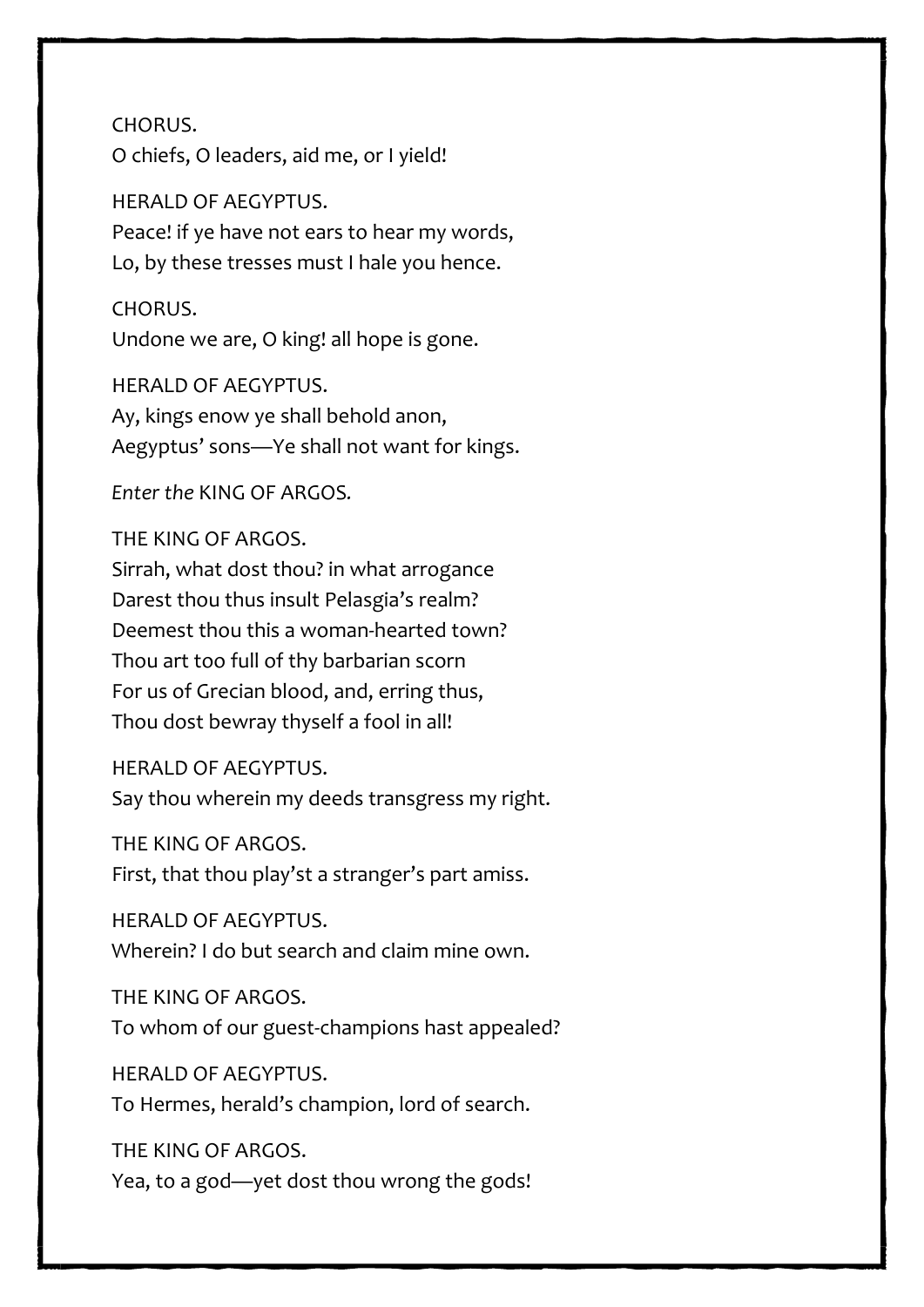CHORUS.
O chiefs, O leaders, aid me, or I yield!

HERALD OF AEGYPTUS.
Peace! if ye have not ears to hear my words,
Lo, by these tresses must I hale you hence.

CHORUS.
Undone we are, O king! all hope is gone.

HERALD OF AEGYPTUS.
Ay, kings enow ye shall behold anon,
Aegyptus' sons—Ye shall not want for kings.

*Enter the* KING OF ARGOS.

THE KING OF ARGOS.
Sirrah, what dost thou? in what arrogance
Darest thou thus insult Pelasgia's realm?
Deemest thou this a woman-hearted town?
Thou art too full of thy barbarian scorn
For us of Grecian blood, and, erring thus,
Thou dost bewray thyself a fool in all!

HERALD OF AEGYPTUS.
Say thou wherein my deeds transgress my right.

THE KING OF ARGOS.
First, that thou play'st a stranger's part amiss.

HERALD OF AEGYPTUS.
Wherein? I do but search and claim mine own.

THE KING OF ARGOS.
To whom of our guest-champions hast appealed?

HERALD OF AEGYPTUS.
To Hermes, herald's champion, lord of search.

THE KING OF ARGOS.
Yea, to a god—yet dost thou wrong the gods!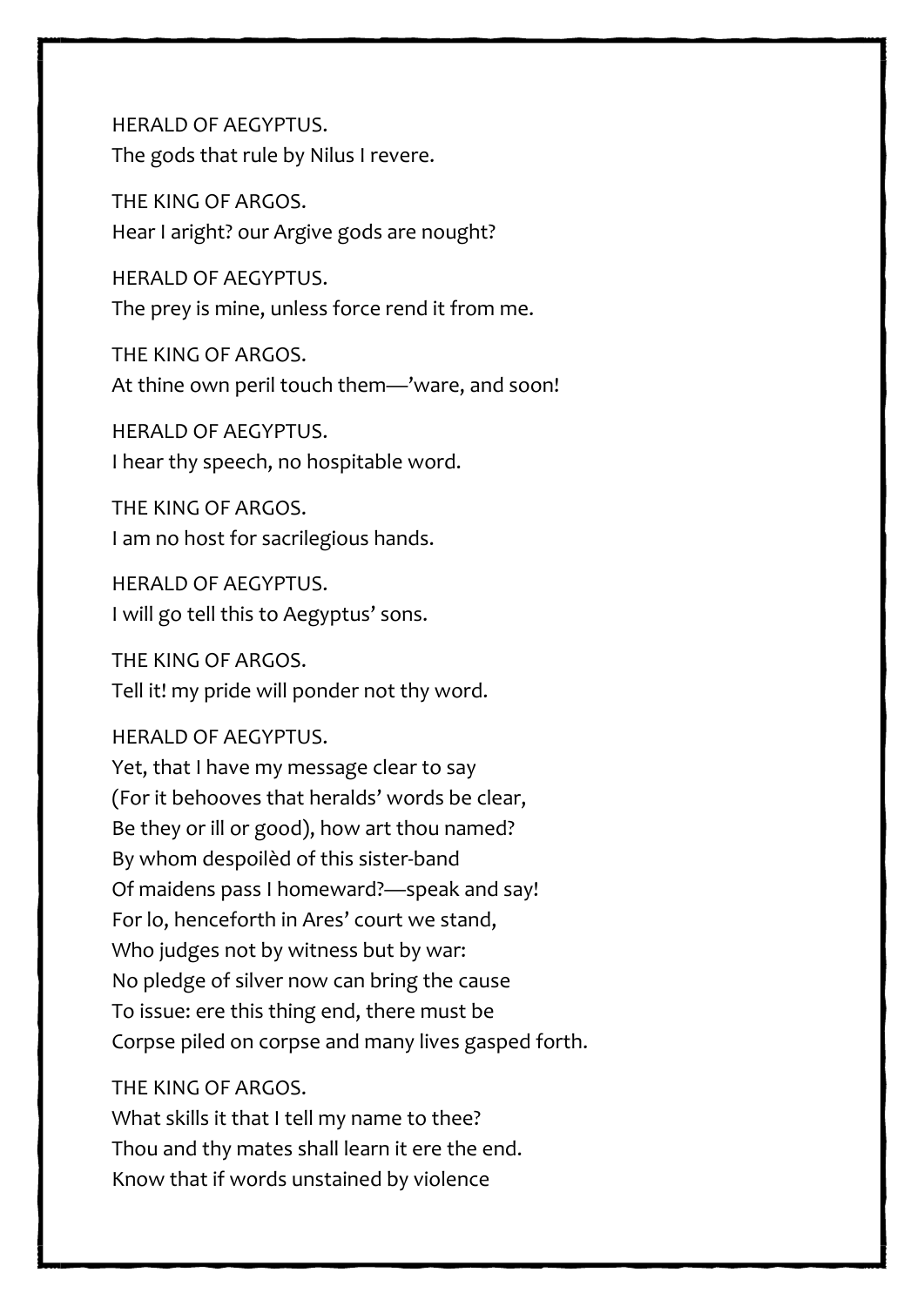HERALD OF AEGYPTUS.
The gods that rule by Nilus I revere.

THE KING OF ARGOS.
Hear I aright? our Argive gods are nought?

HERALD OF AEGYPTUS.
The prey is mine, unless force rend it from me.

THE KING OF ARGOS.
At thine own peril touch them—'ware, and soon!

HERALD OF AEGYPTUS.
I hear thy speech, no hospitable word.

THE KING OF ARGOS.
I am no host for sacrilegious hands.

HERALD OF AEGYPTUS.
I will go tell this to Aegyptus' sons.

THE KING OF ARGOS.
Tell it! my pride will ponder not thy word.

HERALD OF AEGYPTUS.
Yet, that I have my message clear to say
(For it behooves that heralds' words be clear,
Be they or ill or good), how art thou named?
By whom despoilèd of this sister-band
Of maidens pass I homeward?—speak and say!
For lo, henceforth in Ares' court we stand,
Who judges not by witness but by war:
No pledge of silver now can bring the cause
To issue: ere this thing end, there must be
Corpse piled on corpse and many lives gasped forth.

THE KING OF ARGOS.
What skills it that I tell my name to thee?
Thou and thy mates shall learn it ere the end.
Know that if words unstained by violence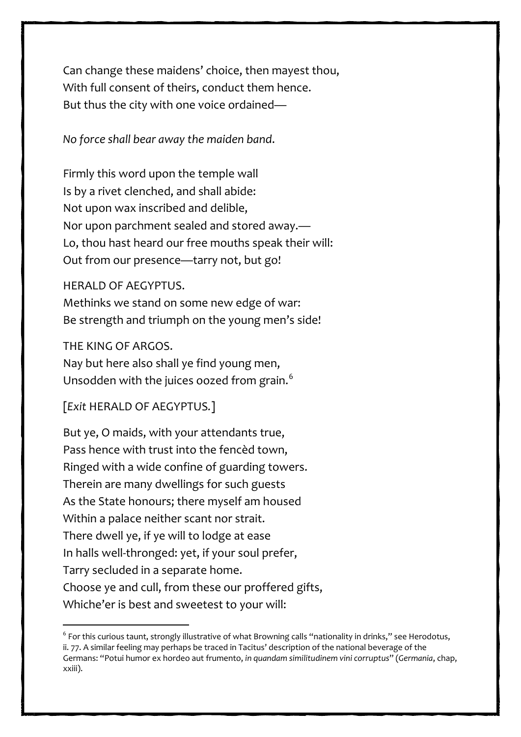Can change these maidens' choice, then mayest thou,
With full consent of theirs, conduct them hence.
But thus the city with one voice ordained—

*No force shall bear away the maiden band.*

Firmly this word upon the temple wall
Is by a rivet clenched, and shall abide:
Not upon wax inscribed and delible,
Nor upon parchment sealed and stored away.—
Lo, thou hast heard our free mouths speak their will:
Out from our presence—tarry not, but go!

HERALD OF AEGYPTUS.
Methinks we stand on some new edge of war:
Be strength and triumph on the young men's side!

THE KING OF ARGOS.
Nay but here also shall ye find young men,
Unsodden with the juices oozed from grain.[6]

[*Exit* HERALD OF AEGYPTUS.]

But ye, O maids, with your attendants true,
Pass hence with trust into the fencèd town,
Ringed with a wide confine of guarding towers.
Therein are many dwellings for such guests
As the State honours; there myself am housed
Within a palace neither scant nor strait.
There dwell ye, if ye will to lodge at ease
In halls well-thronged: yet, if your soul prefer,
Tarry secluded in a separate home.
Choose ye and cull, from these our proffered gifts,
Whiche'er is best and sweetest to your will:

---

[6] For this curious taunt, strongly illustrative of what Browning calls "nationality in drinks," see Herodotus, ii. 77. A similar feeling may perhaps be traced in Tacitus' description of the national beverage of the Germans: "Potui humor ex hordeo aut frumento, *in quandam similitudinem vini corruptus*" (*Germania*, chap, xxiii).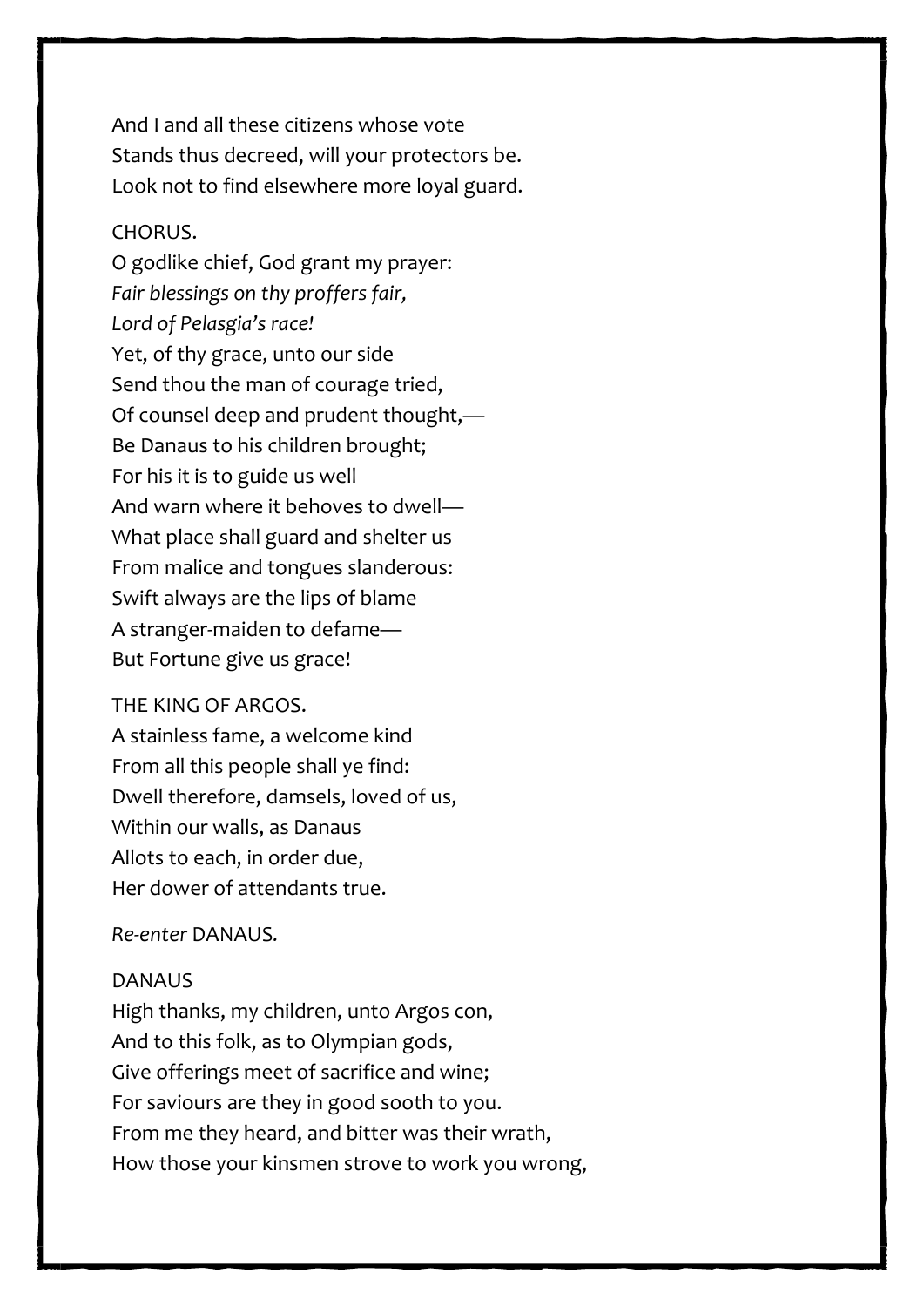And I and all these citizens whose vote  
Stands thus decreed, will your protectors be.  
Look not to find elsewhere more loyal guard.

CHORUS.  
O godlike chief, God grant my prayer:  
*Fair blessings on thy proffers fair,*  
*Lord of Pelasgia's race!*  
Yet, of thy grace, unto our side  
Send thou the man of courage tried,  
Of counsel deep and prudent thought,—  
Be Danaus to his children brought;  
For his it is to guide us well  
And warn where it behoves to dwell—  
What place shall guard and shelter us  
From malice and tongues slanderous:  
Swift always are the lips of blame  
A stranger-maiden to defame—  
But Fortune give us grace!

THE KING OF ARGOS.  
A stainless fame, a welcome kind  
From all this people shall ye find:  
Dwell therefore, damsels, loved of us,  
Within our walls, as Danaus  
Allots to each, in order due,  
Her dower of attendants true.

*Re-enter* DANAUS.

DANAUS  
High thanks, my children, unto Argos con,  
And to this folk, as to Olympian gods,  
Give offerings meet of sacrifice and wine;  
For saviours are they in good sooth to you.  
From me they heard, and bitter was their wrath,  
How those your kinsmen strove to work you wrong,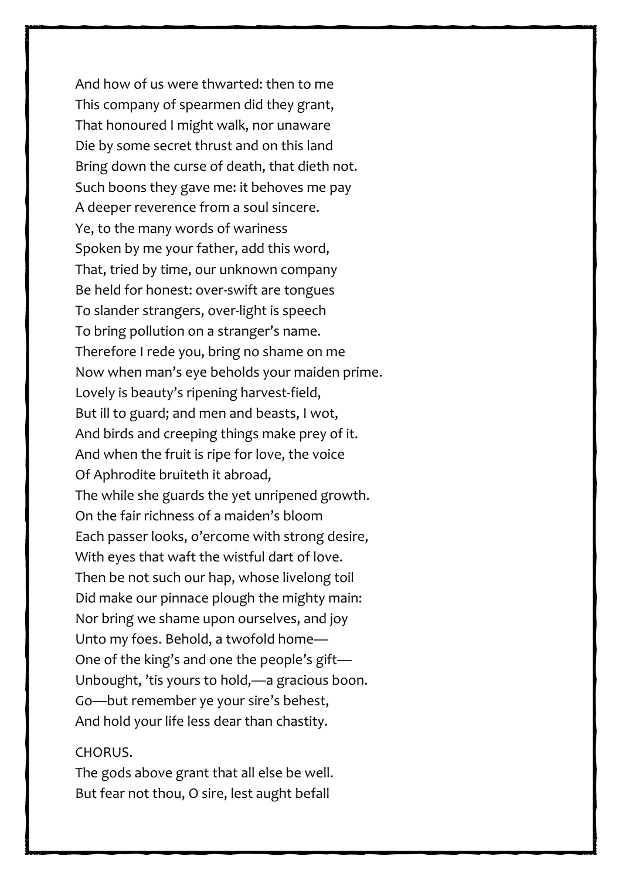And how of us were thwarted: then to me
This company of spearmen did they grant,
That honoured I might walk, nor unaware
Die by some secret thrust and on this land
Bring down the curse of death, that dieth not.
Such boons they gave me: it behoves me pay
A deeper reverence from a soul sincere.
Ye, to the many words of wariness
Spoken by me your father, add this word,
That, tried by time, our unknown company
Be held for honest: over-swift are tongues
To slander strangers, over-light is speech
To bring pollution on a stranger's name.
Therefore I rede you, bring no shame on me
Now when man's eye beholds your maiden prime.
Lovely is beauty's ripening harvest-field,
But ill to guard; and men and beasts, I wot,
And birds and creeping things make prey of it.
And when the fruit is ripe for love, the voice
Of Aphrodite bruiteth it abroad,
The while she guards the yet unripened growth.
On the fair richness of a maiden's bloom
Each passer looks, o'ercome with strong desire,
With eyes that waft the wistful dart of love.
Then be not such our hap, whose livelong toil
Did make our pinnace plough the mighty main:
Nor bring we shame upon ourselves, and joy
Unto my foes. Behold, a twofold home—
One of the king's and one the people's gift—
Unbought, 'tis yours to hold,—a gracious boon.
Go—but remember ye your sire's behest,
And hold your life less dear than chastity.

CHORUS.

The gods above grant that all else be well.
But fear not thou, O sire, lest aught befall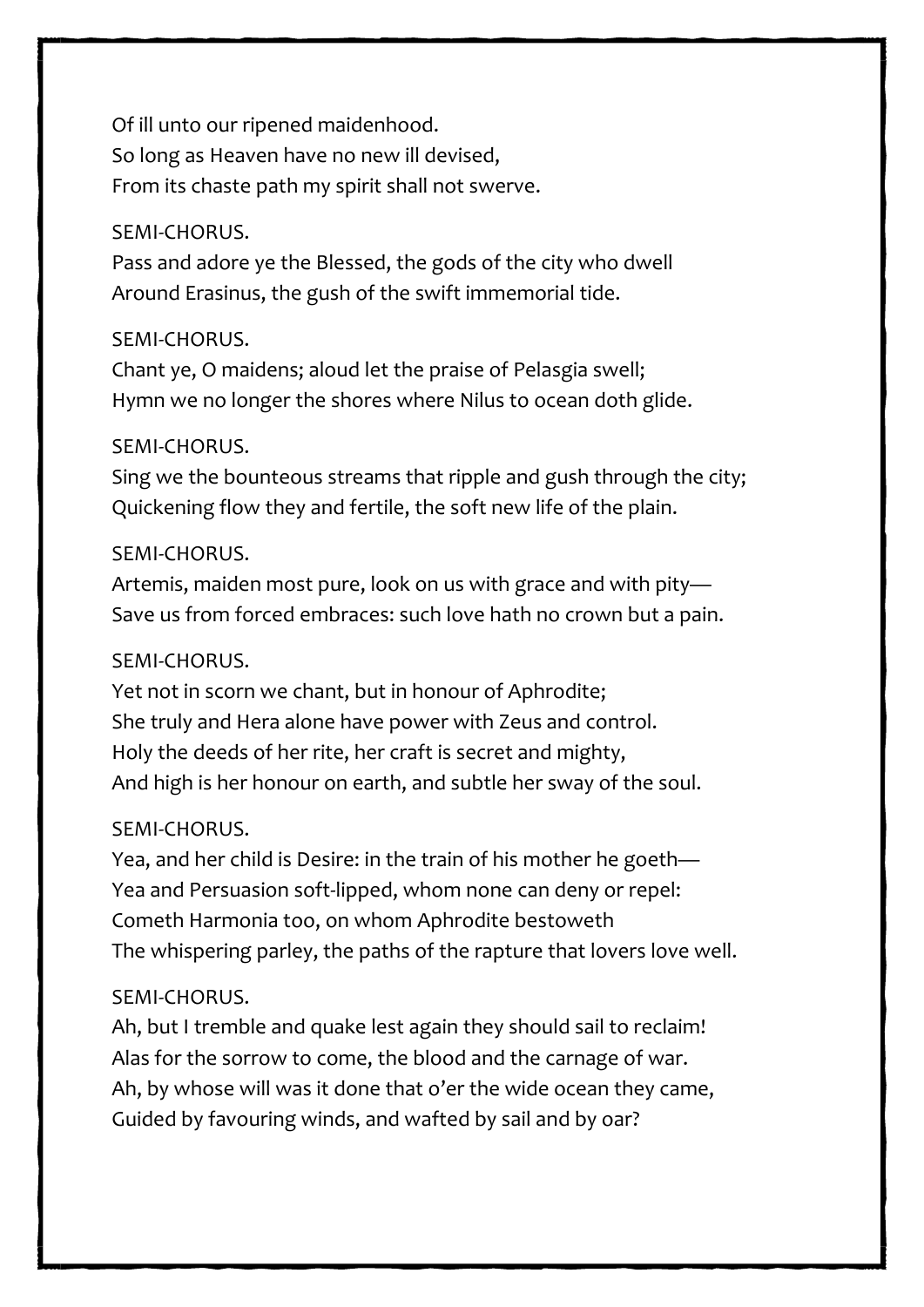Of ill unto our ripened maidenhood.
So long as Heaven have no new ill devised,
From its chaste path my spirit shall not swerve.

SEMI-CHORUS.
Pass and adore ye the Blessed, the gods of the city who dwell
Around Erasinus, the gush of the swift immemorial tide.

SEMI-CHORUS.
Chant ye, O maidens; aloud let the praise of Pelasgia swell;
Hymn we no longer the shores where Nilus to ocean doth glide.

SEMI-CHORUS.
Sing we the bounteous streams that ripple and gush through the city;
Quickening flow they and fertile, the soft new life of the plain.

SEMI-CHORUS.
Artemis, maiden most pure, look on us with grace and with pity—
Save us from forced embraces: such love hath no crown but a pain.

SEMI-CHORUS.
Yet not in scorn we chant, but in honour of Aphrodite;
She truly and Hera alone have power with Zeus and control.
Holy the deeds of her rite, her craft is secret and mighty,
And high is her honour on earth, and subtle her sway of the soul.

SEMI-CHORUS.
Yea, and her child is Desire: in the train of his mother he goeth—
Yea and Persuasion soft-lipped, whom none can deny or repel:
Cometh Harmonia too, on whom Aphrodite bestoweth
The whispering parley, the paths of the rapture that lovers love well.

SEMI-CHORUS.
Ah, but I tremble and quake lest again they should sail to reclaim!
Alas for the sorrow to come, the blood and the carnage of war.
Ah, by whose will was it done that o'er the wide ocean they came,
Guided by favouring winds, and wafted by sail and by oar?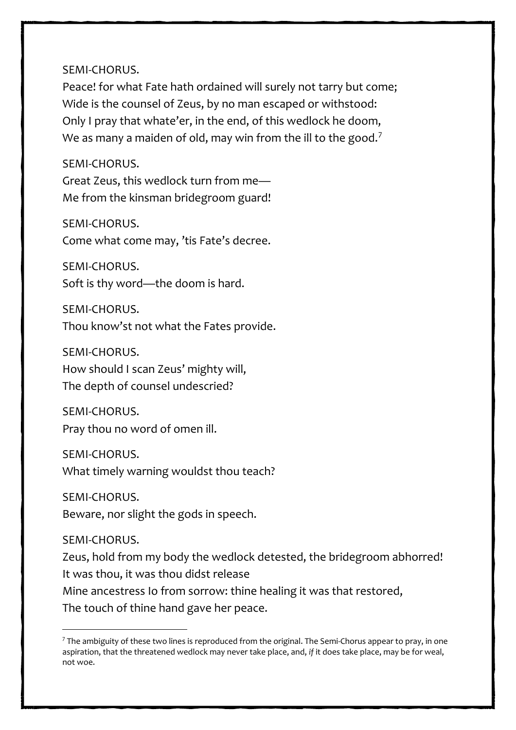SEMI-CHORUS.

Peace! for what Fate hath ordained will surely not tarry but come;
Wide is the counsel of Zeus, by no man escaped or withstood:
Only I pray that whate’er, in the end, of this wedlock he doom,
We as many a maiden of old, may win from the ill to the good.[7]

SEMI-CHORUS.

Great Zeus, this wedlock turn from me—
Me from the kinsman bridegroom guard!

SEMI-CHORUS.

Come what come may, ’tis Fate’s decree.

SEMI-CHORUS.

Soft is thy word—the doom is hard.

SEMI-CHORUS.

Thou know’st not what the Fates provide.

SEMI-CHORUS.

How should I scan Zeus’ mighty will,
The depth of counsel undescried?

SEMI-CHORUS.

Pray thou no word of omen ill.

SEMI-CHORUS.

What timely warning wouldst thou teach?

SEMI-CHORUS.

Beware, nor slight the gods in speech.

SEMI-CHORUS.

Zeus, hold from my body the wedlock detested, the bridegroom abhorred!
It was thou, it was thou didst release
Mine ancestress Io from sorrow: thine healing it was that restored,
The touch of thine hand gave her peace.

---

[7] The ambiguity of these two lines is reproduced from the original. The Semi-Chorus appear to pray, in one aspiration, that the threatened wedlock may never take place, and, *if* it does take place, may be for weal, not woe.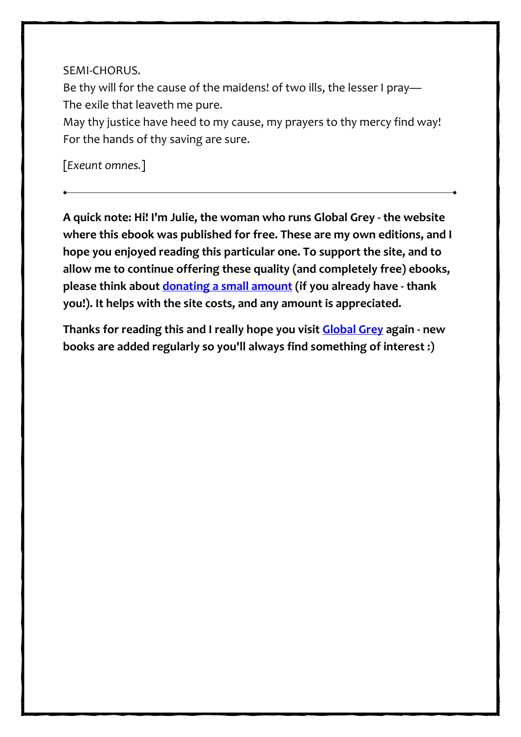SEMI-CHORUS.

Be thy will for the cause of the maidens! of two ills, the lesser I pray—
The exile that leaveth me pure.
May thy justice have heed to my cause, my prayers to thy mercy find way!
For the hands of thy saving are sure.

[*Exeunt omnes.*]

---

**A quick note: Hi! I'm Julie, the woman who runs Global Grey - the website where this ebook was published for free. These are my own editions, and I hope you enjoyed reading this particular one. To support the site, and to allow me to continue offering these quality (and completely free) ebooks, please think about donating a small amount (if you already have - thank you!). It helps with the site costs, and any amount is appreciated.**

**Thanks for reading this and I really hope you visit Global Grey again - new books are added regularly so you'll always find something of interest :)**